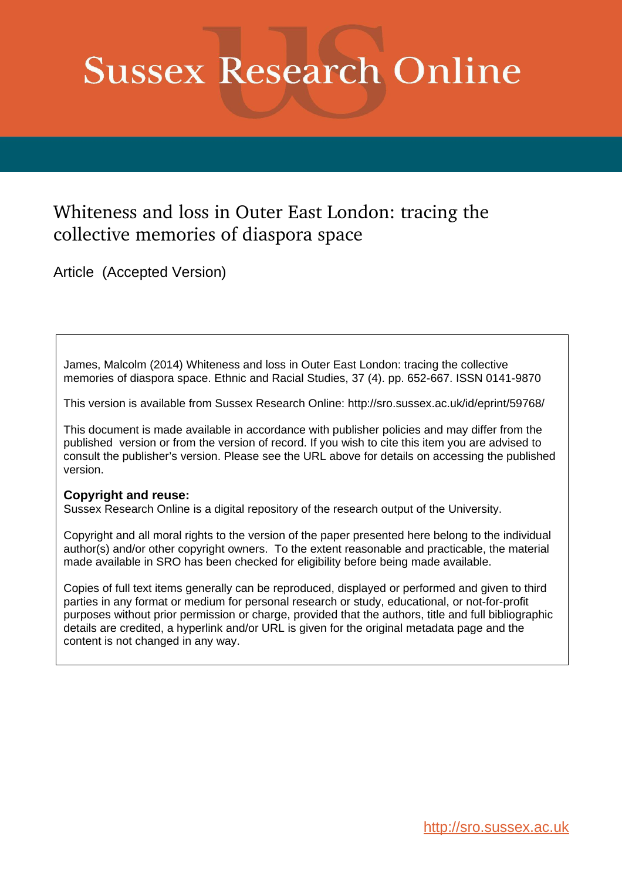# Sussex Research Online

## Whiteness and loss in Outer East London: tracing the collective memories of diaspora space

Article (Accepted Version)

James, Malcolm (2014) Whiteness and loss in Outer East London: tracing the collective memories of diaspora space. Ethnic and Racial Studies, 37 (4). pp. 652-667. ISSN 0141-9870

This version is available from Sussex Research Online: http://sro.sussex.ac.uk/id/eprint/59768/

This document is made available in accordance with publisher policies and may differ from the published version or from the version of record. If you wish to cite this item you are advised to consult the publisher's version. Please see the URL above for details on accessing the published version.

**Copyright and reuse:**
Sussex Research Online is a digital repository of the research output of the University.

Copyright and all moral rights to the version of the paper presented here belong to the individual author(s) and/or other copyright owners. To the extent reasonable and practicable, the material made available in SRO has been checked for eligibility before being made available.

Copies of full text items generally can be reproduced, displayed or performed and given to third parties in any format or medium for personal research or study, educational, or not-for-profit purposes without prior permission or charge, provided that the authors, title and full bibliographic details are credited, a hyperlink and/or URL is given for the original metadata page and the content is not changed in any way.

http://sro.sussex.ac.uk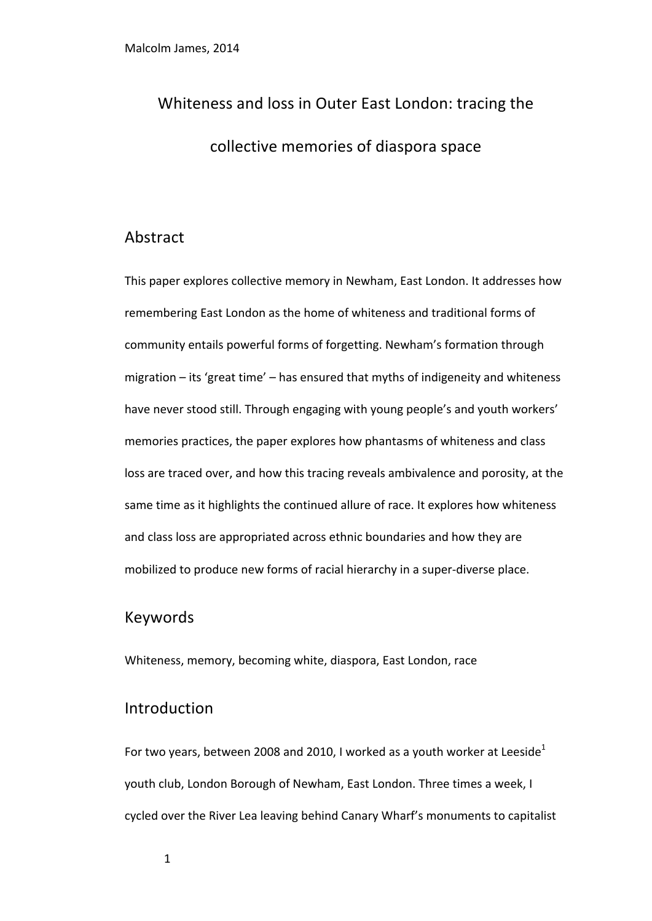# Whiteness and loss in Outer East London: tracing the collective memories of diaspora space

## Abstract

This paper explores collective memory in Newham, East London. It addresses how remembering East London as the home of whiteness and traditional forms of community entails powerful forms of forgetting. Newham's formation through migration – its 'great time' – has ensured that myths of indigeneity and whiteness have never stood still. Through engaging with young people's and youth workers' memories practices, the paper explores how phantasms of whiteness and class loss are traced over, and how this tracing reveals ambivalence and porosity, at the same time as it highlights the continued allure of race. It explores how whiteness and class loss are appropriated across ethnic boundaries and how they are mobilized to produce new forms of racial hierarchy in a super-diverse place.

## Keywords

Whiteness, memory, becoming white, diaspora, East London, race

## Introduction

For two years, between 2008 and 2010, I worked as a youth worker at Leeside[1] youth club, London Borough of Newham, East London. Three times a week, I cycled over the River Lea leaving behind Canary Wharf's monuments to capitalist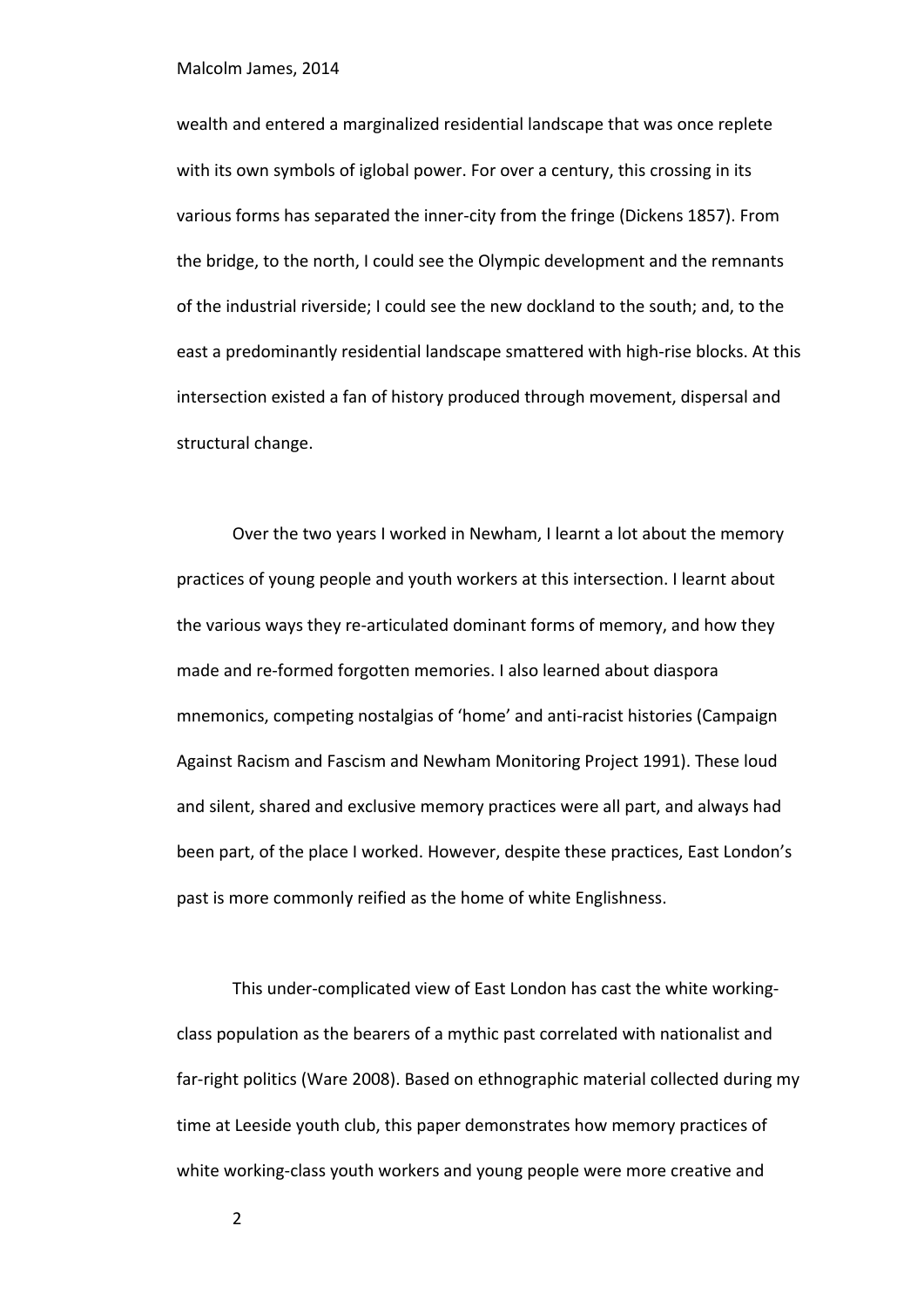wealth and entered a marginalized residential landscape that was once replete with its own symbols of iglobal power. For over a century, this crossing in its various forms has separated the inner-city from the fringe (Dickens 1857). From the bridge, to the north, I could see the Olympic development and the remnants of the industrial riverside; I could see the new dockland to the south; and, to the east a predominantly residential landscape smattered with high-rise blocks. At this intersection existed a fan of history produced through movement, dispersal and structural change.

Over the two years I worked in Newham, I learnt a lot about the memory practices of young people and youth workers at this intersection. I learnt about the various ways they re-articulated dominant forms of memory, and how they made and re-formed forgotten memories. I also learned about diaspora mnemonics, competing nostalgias of 'home' and anti-racist histories (Campaign Against Racism and Fascism and Newham Monitoring Project 1991). These loud and silent, shared and exclusive memory practices were all part, and always had been part, of the place I worked. However, despite these practices, East London's past is more commonly reified as the home of white Englishness.

This under-complicated view of East London has cast the white working-class population as the bearers of a mythic past correlated with nationalist and far-right politics (Ware 2008). Based on ethnographic material collected during my time at Leeside youth club, this paper demonstrates how memory practices of white working-class youth workers and young people were more creative and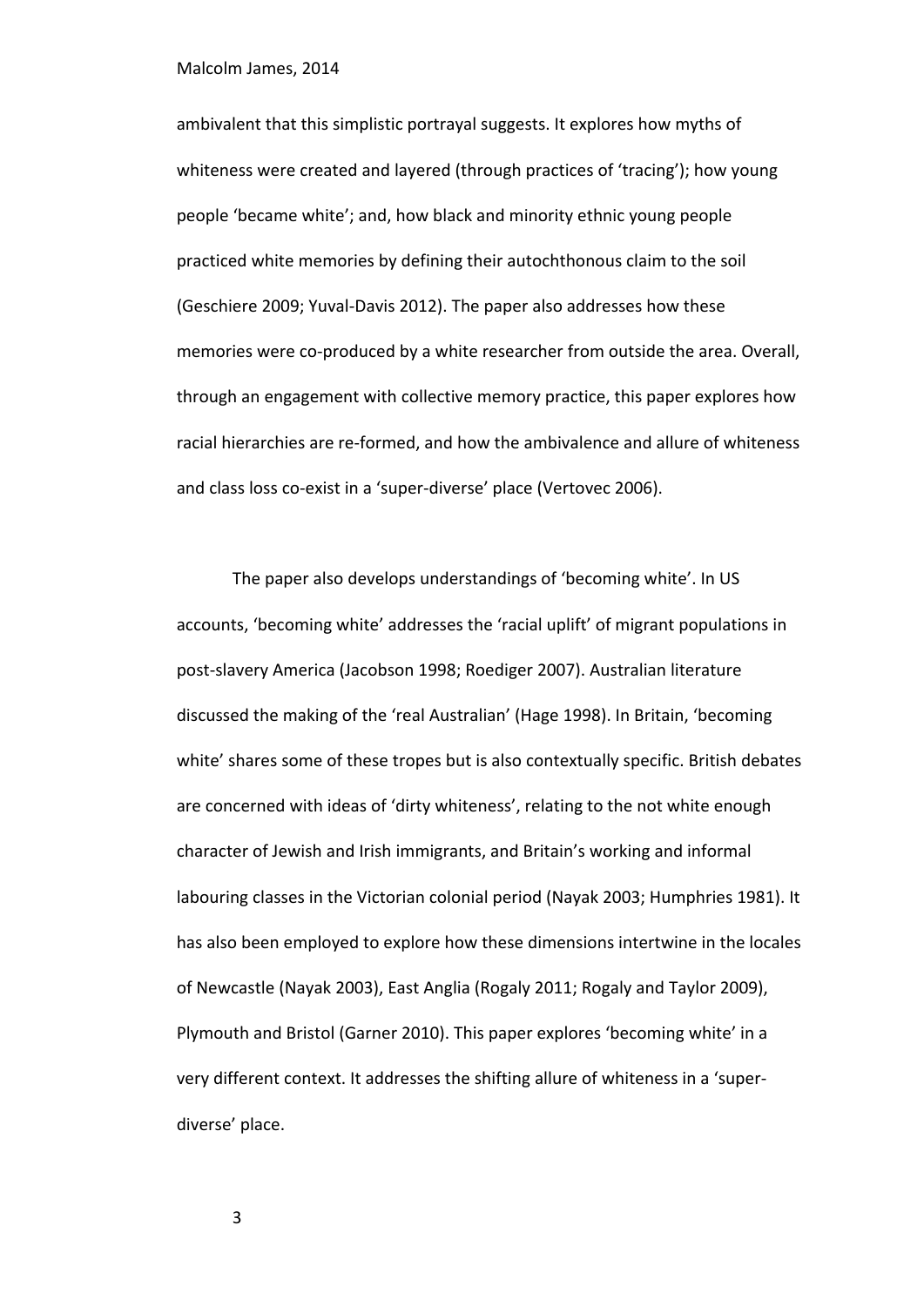ambivalent that this simplistic portrayal suggests. It explores how myths of whiteness were created and layered (through practices of 'tracing'); how young people 'became white'; and, how black and minority ethnic young people practiced white memories by defining their autochthonous claim to the soil (Geschiere 2009; Yuval-Davis 2012). The paper also addresses how these memories were co-produced by a white researcher from outside the area. Overall, through an engagement with collective memory practice, this paper explores how racial hierarchies are re-formed, and how the ambivalence and allure of whiteness and class loss co-exist in a 'super-diverse' place (Vertovec 2006).

The paper also develops understandings of 'becoming white'. In US accounts, 'becoming white' addresses the 'racial uplift' of migrant populations in post-slavery America (Jacobson 1998; Roediger 2007). Australian literature discussed the making of the 'real Australian' (Hage 1998). In Britain, 'becoming white' shares some of these tropes but is also contextually specific. British debates are concerned with ideas of 'dirty whiteness', relating to the not white enough character of Jewish and Irish immigrants, and Britain's working and informal labouring classes in the Victorian colonial period (Nayak 2003; Humphries 1981). It has also been employed to explore how these dimensions intertwine in the locales of Newcastle (Nayak 2003), East Anglia (Rogaly 2011; Rogaly and Taylor 2009), Plymouth and Bristol (Garner 2010). This paper explores 'becoming white' in a very different context. It addresses the shifting allure of whiteness in a 'super-diverse' place.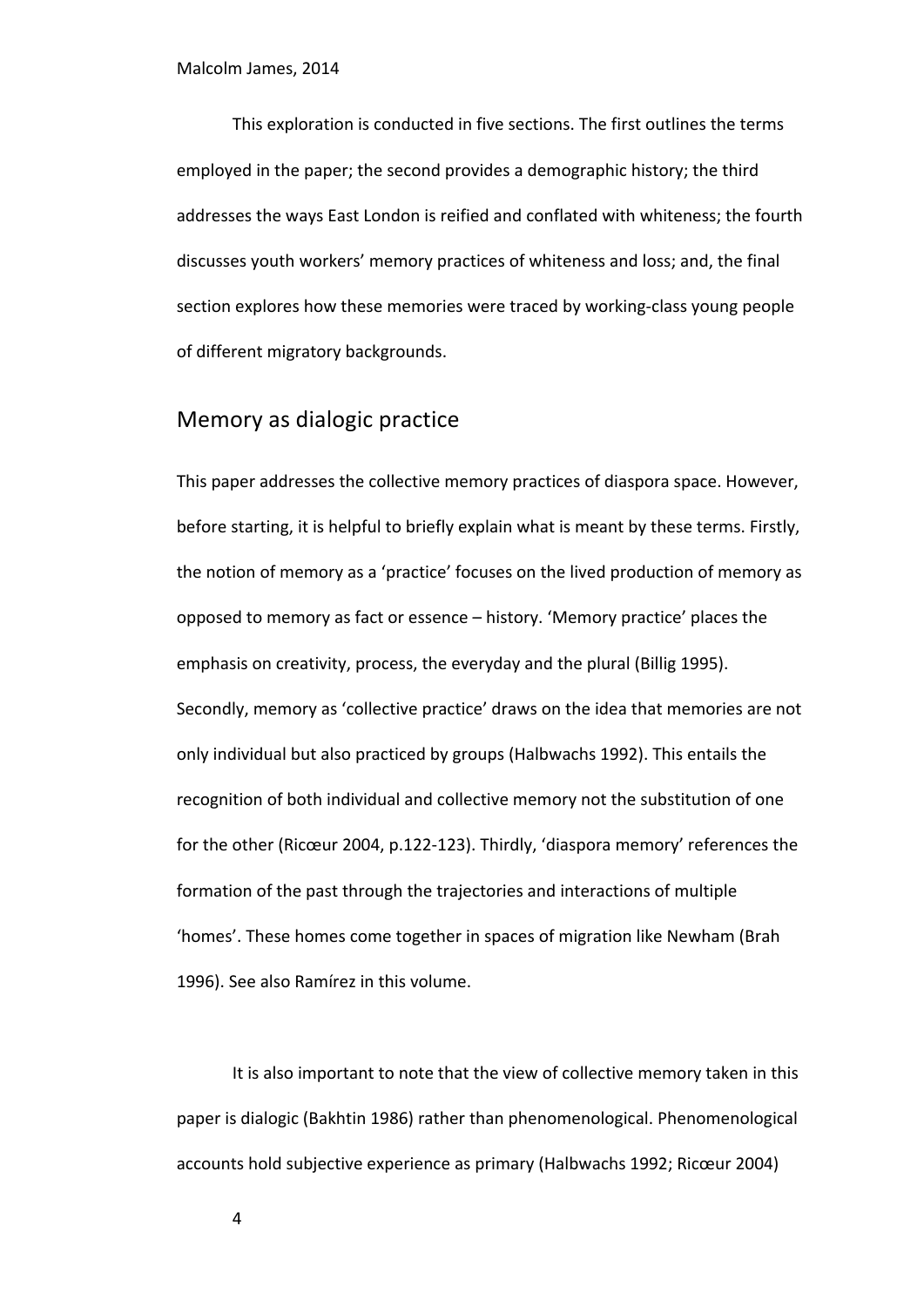This exploration is conducted in five sections. The first outlines the terms employed in the paper; the second provides a demographic history; the third addresses the ways East London is reified and conflated with whiteness; the fourth discusses youth workers' memory practices of whiteness and loss; and, the final section explores how these memories were traced by working-class young people of different migratory backgrounds.

## Memory as dialogic practice

This paper addresses the collective memory practices of diaspora space. However, before starting, it is helpful to briefly explain what is meant by these terms. Firstly, the notion of memory as a 'practice' focuses on the lived production of memory as opposed to memory as fact or essence – history. 'Memory practice' places the emphasis on creativity, process, the everyday and the plural (Billig 1995). Secondly, memory as 'collective practice' draws on the idea that memories are not only individual but also practiced by groups (Halbwachs 1992). This entails the recognition of both individual and collective memory not the substitution of one for the other (Ricœur 2004, p.122-123). Thirdly, 'diaspora memory' references the formation of the past through the trajectories and interactions of multiple 'homes'. These homes come together in spaces of migration like Newham (Brah 1996). See also Ramírez in this volume.

It is also important to note that the view of collective memory taken in this paper is dialogic (Bakhtin 1986) rather than phenomenological. Phenomenological accounts hold subjective experience as primary (Halbwachs 1992; Ricœur 2004)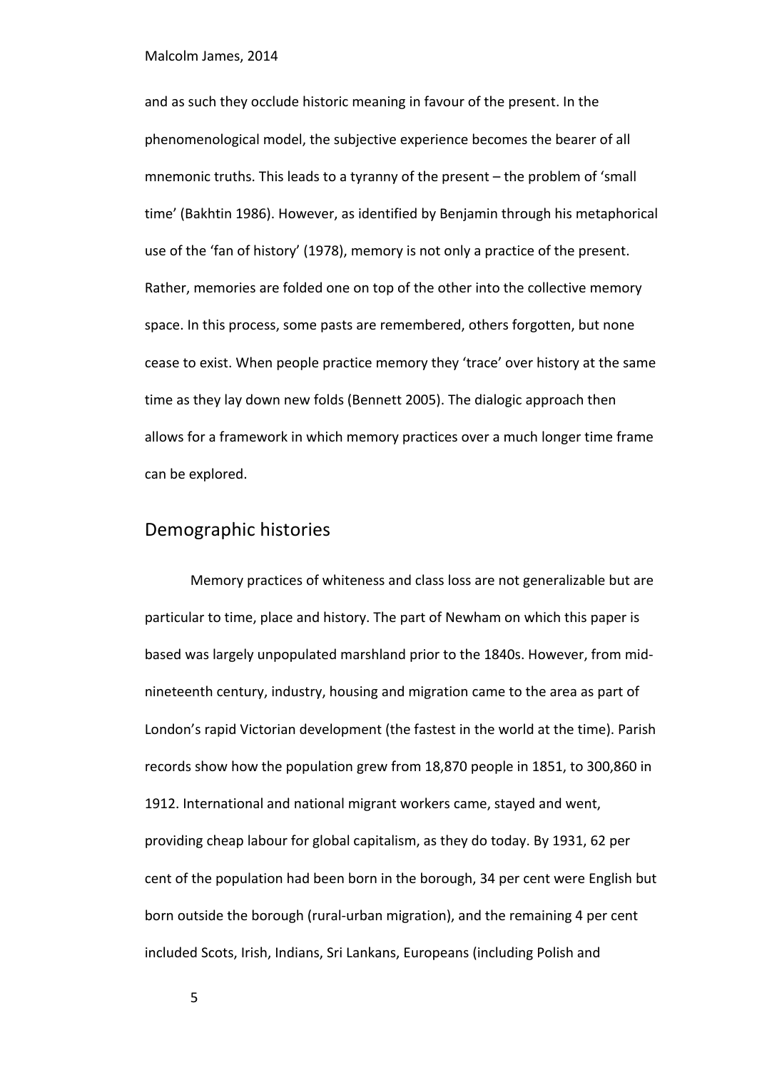and as such they occlude historic meaning in favour of the present. In the phenomenological model, the subjective experience becomes the bearer of all mnemonic truths. This leads to a tyranny of the present – the problem of 'small time' (Bakhtin 1986). However, as identified by Benjamin through his metaphorical use of the 'fan of history' (1978), memory is not only a practice of the present. Rather, memories are folded one on top of the other into the collective memory space. In this process, some pasts are remembered, others forgotten, but none cease to exist. When people practice memory they 'trace' over history at the same time as they lay down new folds (Bennett 2005). The dialogic approach then allows for a framework in which memory practices over a much longer time frame can be explored.

## Demographic histories

Memory practices of whiteness and class loss are not generalizable but are particular to time, place and history. The part of Newham on which this paper is based was largely unpopulated marshland prior to the 1840s. However, from mid-nineteenth century, industry, housing and migration came to the area as part of London's rapid Victorian development (the fastest in the world at the time). Parish records show how the population grew from 18,870 people in 1851, to 300,860 in 1912. International and national migrant workers came, stayed and went, providing cheap labour for global capitalism, as they do today. By 1931, 62 per cent of the population had been born in the borough, 34 per cent were English but born outside the borough (rural-urban migration), and the remaining 4 per cent included Scots, Irish, Indians, Sri Lankans, Europeans (including Polish and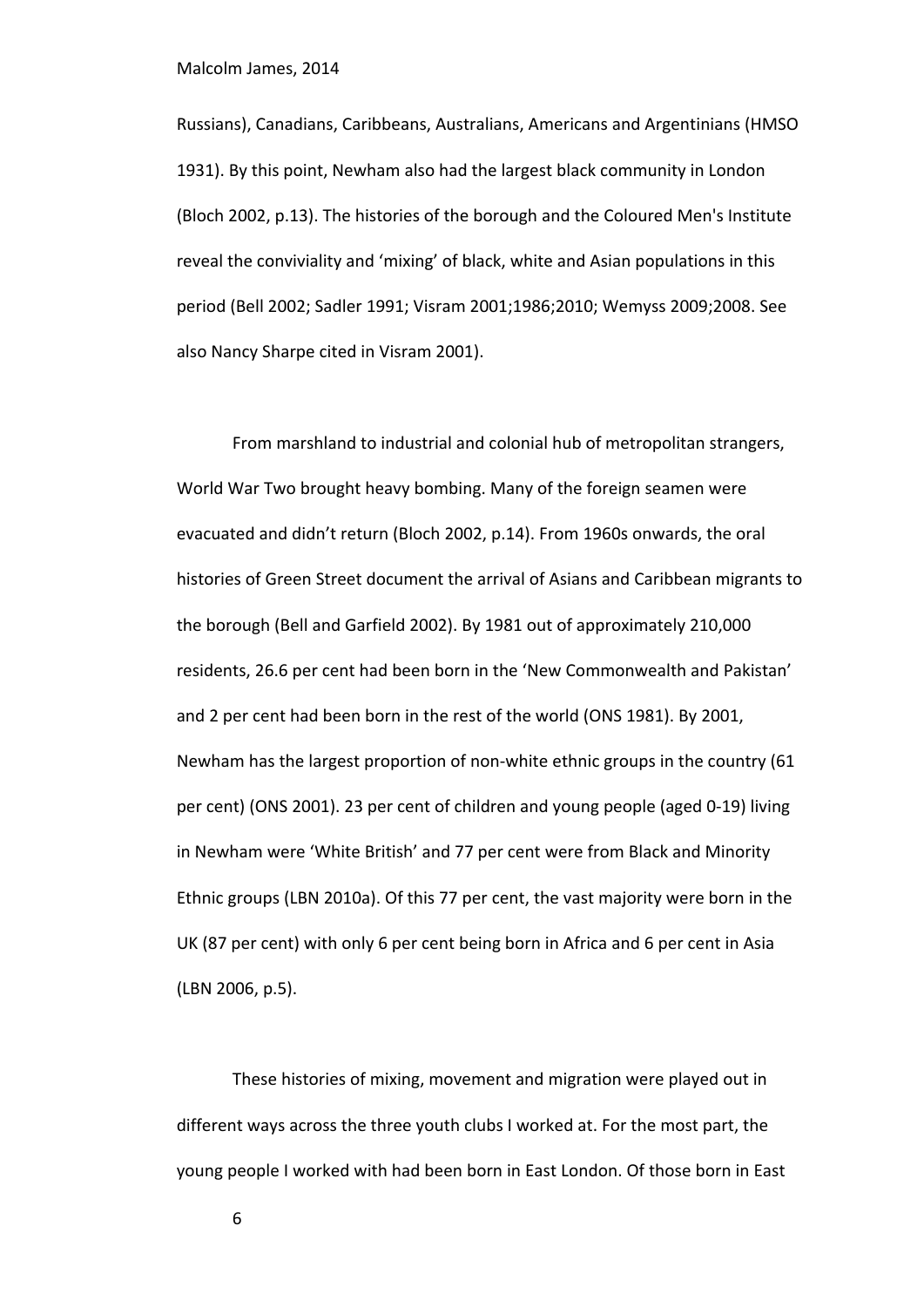Russians), Canadians, Caribbeans, Australians, Americans and Argentinians (HMSO 1931). By this point, Newham also had the largest black community in London (Bloch 2002, p.13). The histories of the borough and the Coloured Men's Institute reveal the conviviality and 'mixing' of black, white and Asian populations in this period (Bell 2002; Sadler 1991; Visram 2001;1986;2010; Wemyss 2009;2008. See also Nancy Sharpe cited in Visram 2001).

From marshland to industrial and colonial hub of metropolitan strangers, World War Two brought heavy bombing. Many of the foreign seamen were evacuated and didn't return (Bloch 2002, p.14). From 1960s onwards, the oral histories of Green Street document the arrival of Asians and Caribbean migrants to the borough (Bell and Garfield 2002). By 1981 out of approximately 210,000 residents, 26.6 per cent had been born in the 'New Commonwealth and Pakistan' and 2 per cent had been born in the rest of the world (ONS 1981). By 2001, Newham has the largest proportion of non-white ethnic groups in the country (61 per cent) (ONS 2001). 23 per cent of children and young people (aged 0-19) living in Newham were 'White British' and 77 per cent were from Black and Minority Ethnic groups (LBN 2010a). Of this 77 per cent, the vast majority were born in the UK (87 per cent) with only 6 per cent being born in Africa and 6 per cent in Asia (LBN 2006, p.5).

These histories of mixing, movement and migration were played out in different ways across the three youth clubs I worked at. For the most part, the young people I worked with had been born in East London. Of those born in East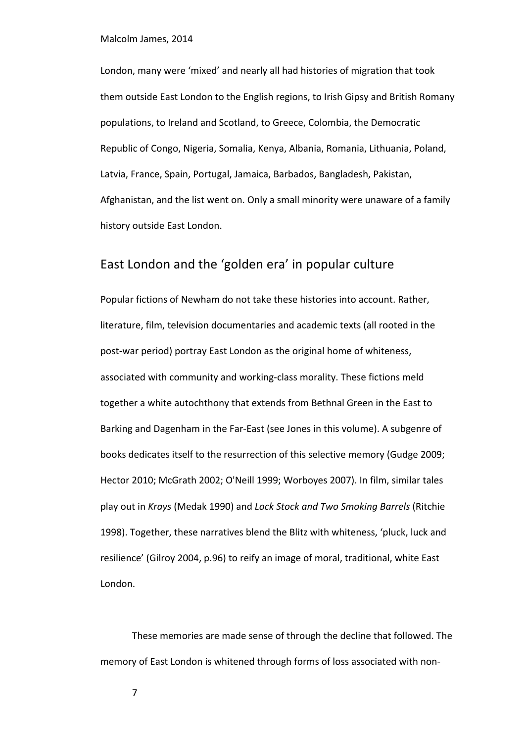London, many were 'mixed' and nearly all had histories of migration that took them outside East London to the English regions, to Irish Gipsy and British Romany populations, to Ireland and Scotland, to Greece, Colombia, the Democratic Republic of Congo, Nigeria, Somalia, Kenya, Albania, Romania, Lithuania, Poland, Latvia, France, Spain, Portugal, Jamaica, Barbados, Bangladesh, Pakistan, Afghanistan, and the list went on. Only a small minority were unaware of a family history outside East London.

## East London and the 'golden era' in popular culture

Popular fictions of Newham do not take these histories into account. Rather, literature, film, television documentaries and academic texts (all rooted in the post-war period) portray East London as the original home of whiteness, associated with community and working-class morality. These fictions meld together a white autochthony that extends from Bethnal Green in the East to Barking and Dagenham in the Far-East (see Jones in this volume). A subgenre of books dedicates itself to the resurrection of this selective memory (Gudge 2009; Hector 2010; McGrath 2002; O'Neill 1999; Worboyes 2007). In film, similar tales play out in *Krays* (Medak 1990) and *Lock Stock and Two Smoking Barrels* (Ritchie 1998). Together, these narratives blend the Blitz with whiteness, 'pluck, luck and resilience' (Gilroy 2004, p.96) to reify an image of moral, traditional, white East London.

These memories are made sense of through the decline that followed. The memory of East London is whitened through forms of loss associated with non-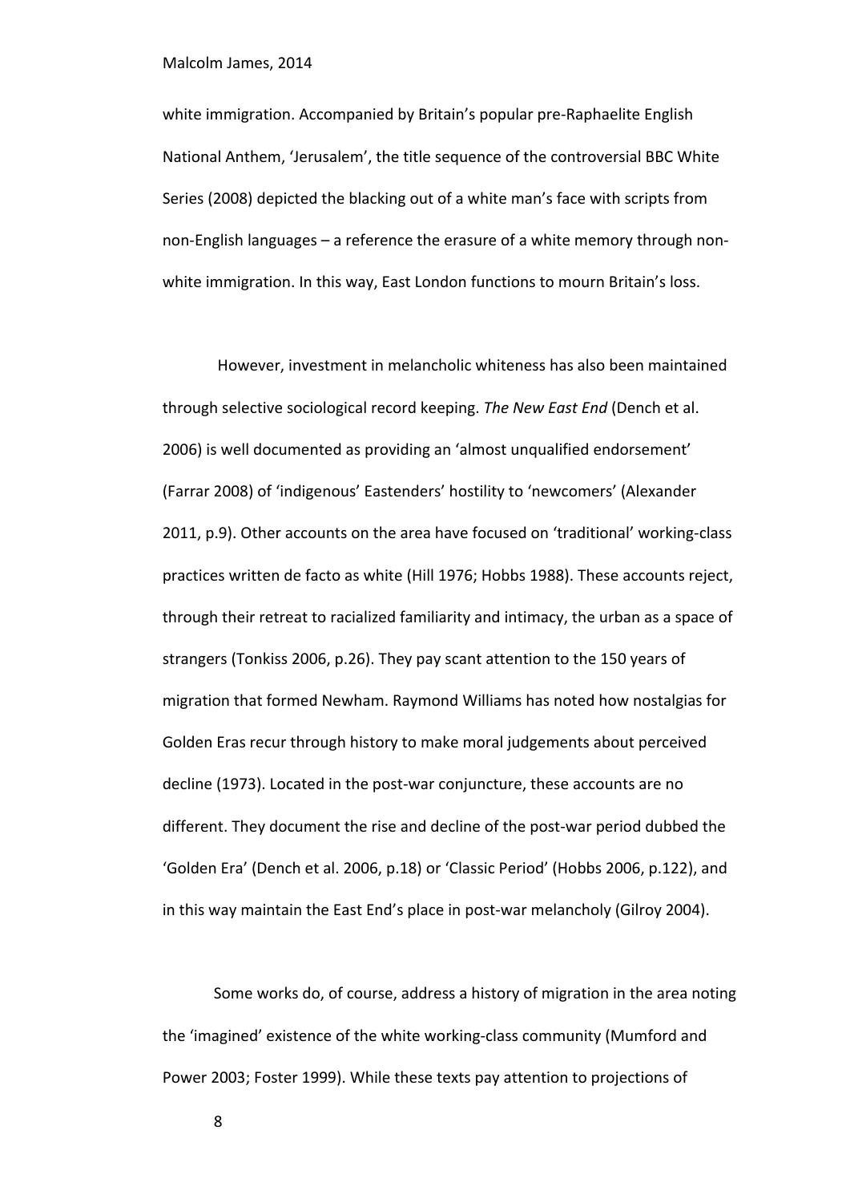white immigration. Accompanied by Britain's popular pre-Raphaelite English National Anthem, 'Jerusalem', the title sequence of the controversial BBC White Series (2008) depicted the blacking out of a white man's face with scripts from non-English languages – a reference the erasure of a white memory through non-white immigration. In this way, East London functions to mourn Britain's loss.

However, investment in melancholic whiteness has also been maintained through selective sociological record keeping. *The New East End* (Dench et al. 2006) is well documented as providing an 'almost unqualified endorsement' (Farrar 2008) of 'indigenous' Eastenders' hostility to 'newcomers' (Alexander 2011, p.9). Other accounts on the area have focused on 'traditional' working-class practices written de facto as white (Hill 1976; Hobbs 1988). These accounts reject, through their retreat to racialized familiarity and intimacy, the urban as a space of strangers (Tonkiss 2006, p.26). They pay scant attention to the 150 years of migration that formed Newham. Raymond Williams has noted how nostalgias for Golden Eras recur through history to make moral judgements about perceived decline (1973). Located in the post-war conjuncture, these accounts are no different. They document the rise and decline of the post-war period dubbed the 'Golden Era' (Dench et al. 2006, p.18) or 'Classic Period' (Hobbs 2006, p.122), and in this way maintain the East End's place in post-war melancholy (Gilroy 2004).

Some works do, of course, address a history of migration in the area noting the 'imagined' existence of the white working-class community (Mumford and Power 2003; Foster 1999). While these texts pay attention to projections of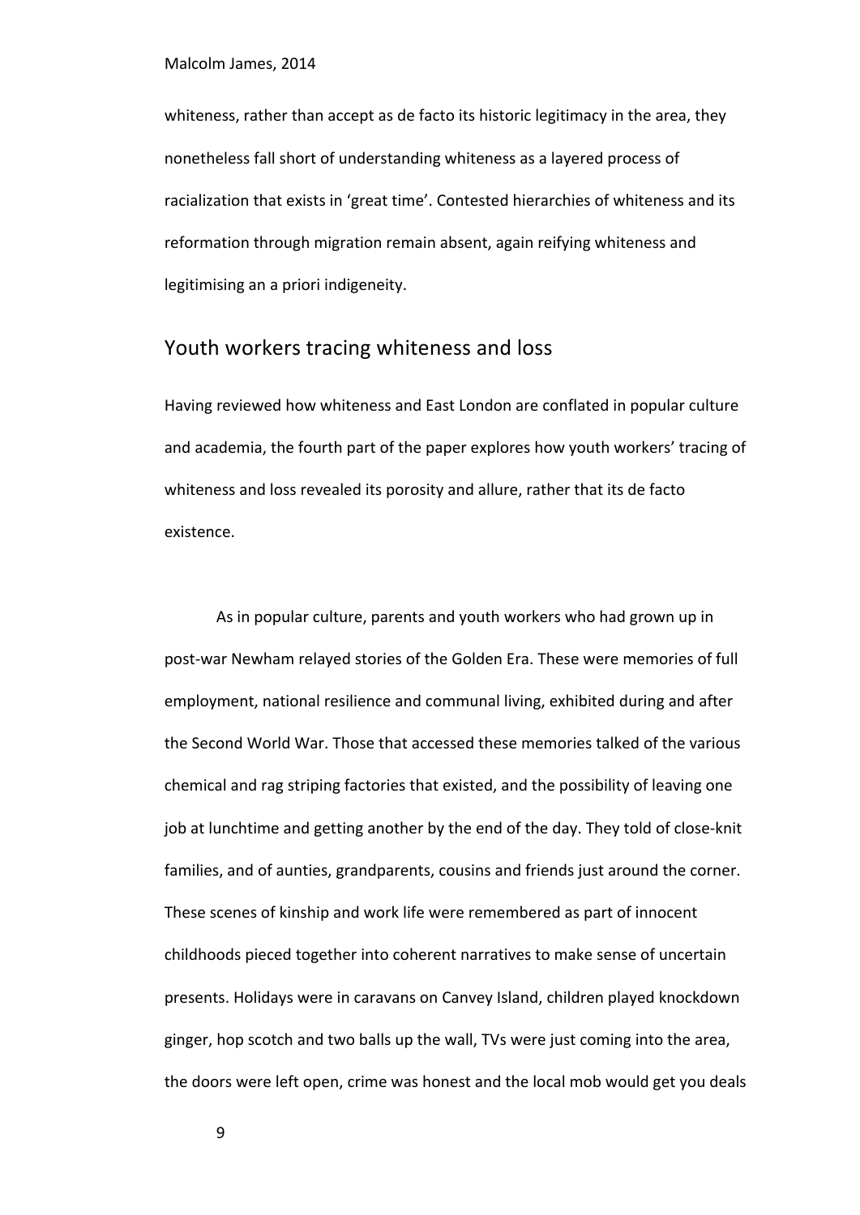whiteness, rather than accept as de facto its historic legitimacy in the area, they nonetheless fall short of understanding whiteness as a layered process of racialization that exists in 'great time'. Contested hierarchies of whiteness and its reformation through migration remain absent, again reifying whiteness and legitimising an a priori indigeneity.

## Youth workers tracing whiteness and loss

Having reviewed how whiteness and East London are conflated in popular culture and academia, the fourth part of the paper explores how youth workers' tracing of whiteness and loss revealed its porosity and allure, rather that its de facto existence.

As in popular culture, parents and youth workers who had grown up in post-war Newham relayed stories of the Golden Era. These were memories of full employment, national resilience and communal living, exhibited during and after the Second World War. Those that accessed these memories talked of the various chemical and rag striping factories that existed, and the possibility of leaving one job at lunchtime and getting another by the end of the day. They told of close-knit families, and of aunties, grandparents, cousins and friends just around the corner. These scenes of kinship and work life were remembered as part of innocent childhoods pieced together into coherent narratives to make sense of uncertain presents. Holidays were in caravans on Canvey Island, children played knockdown ginger, hop scotch and two balls up the wall, TVs were just coming into the area, the doors were left open, crime was honest and the local mob would get you deals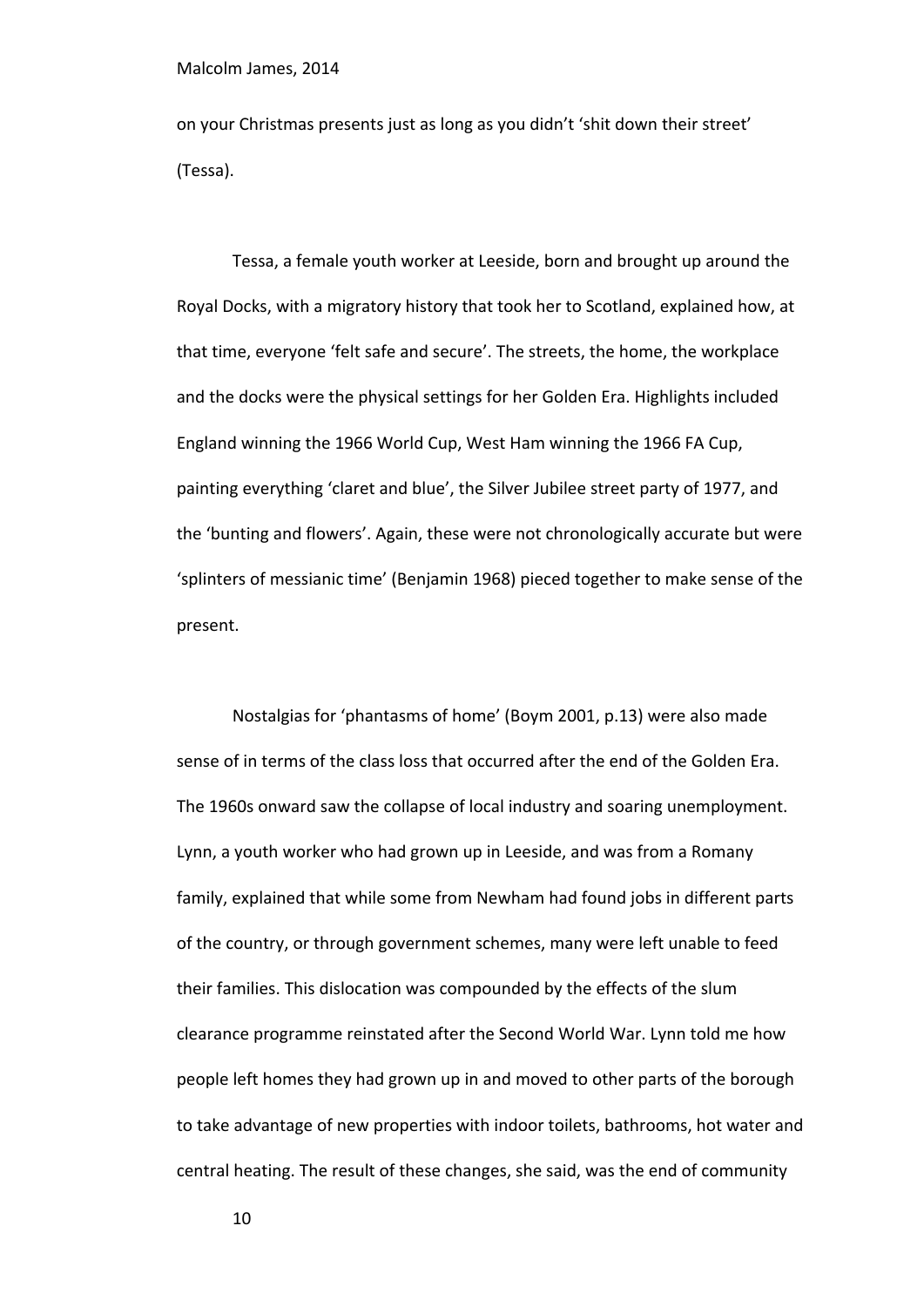on your Christmas presents just as long as you didn't 'shit down their street' (Tessa).

Tessa, a female youth worker at Leeside, born and brought up around the Royal Docks, with a migratory history that took her to Scotland, explained how, at that time, everyone 'felt safe and secure'. The streets, the home, the workplace and the docks were the physical settings for her Golden Era. Highlights included England winning the 1966 World Cup, West Ham winning the 1966 FA Cup, painting everything 'claret and blue', the Silver Jubilee street party of 1977, and the 'bunting and flowers'. Again, these were not chronologically accurate but were 'splinters of messianic time' (Benjamin 1968) pieced together to make sense of the present.

Nostalgias for 'phantasms of home' (Boym 2001, p.13) were also made sense of in terms of the class loss that occurred after the end of the Golden Era. The 1960s onward saw the collapse of local industry and soaring unemployment. Lynn, a youth worker who had grown up in Leeside, and was from a Romany family, explained that while some from Newham had found jobs in different parts of the country, or through government schemes, many were left unable to feed their families. This dislocation was compounded by the effects of the slum clearance programme reinstated after the Second World War. Lynn told me how people left homes they had grown up in and moved to other parts of the borough to take advantage of new properties with indoor toilets, bathrooms, hot water and central heating. The result of these changes, she said, was the end of community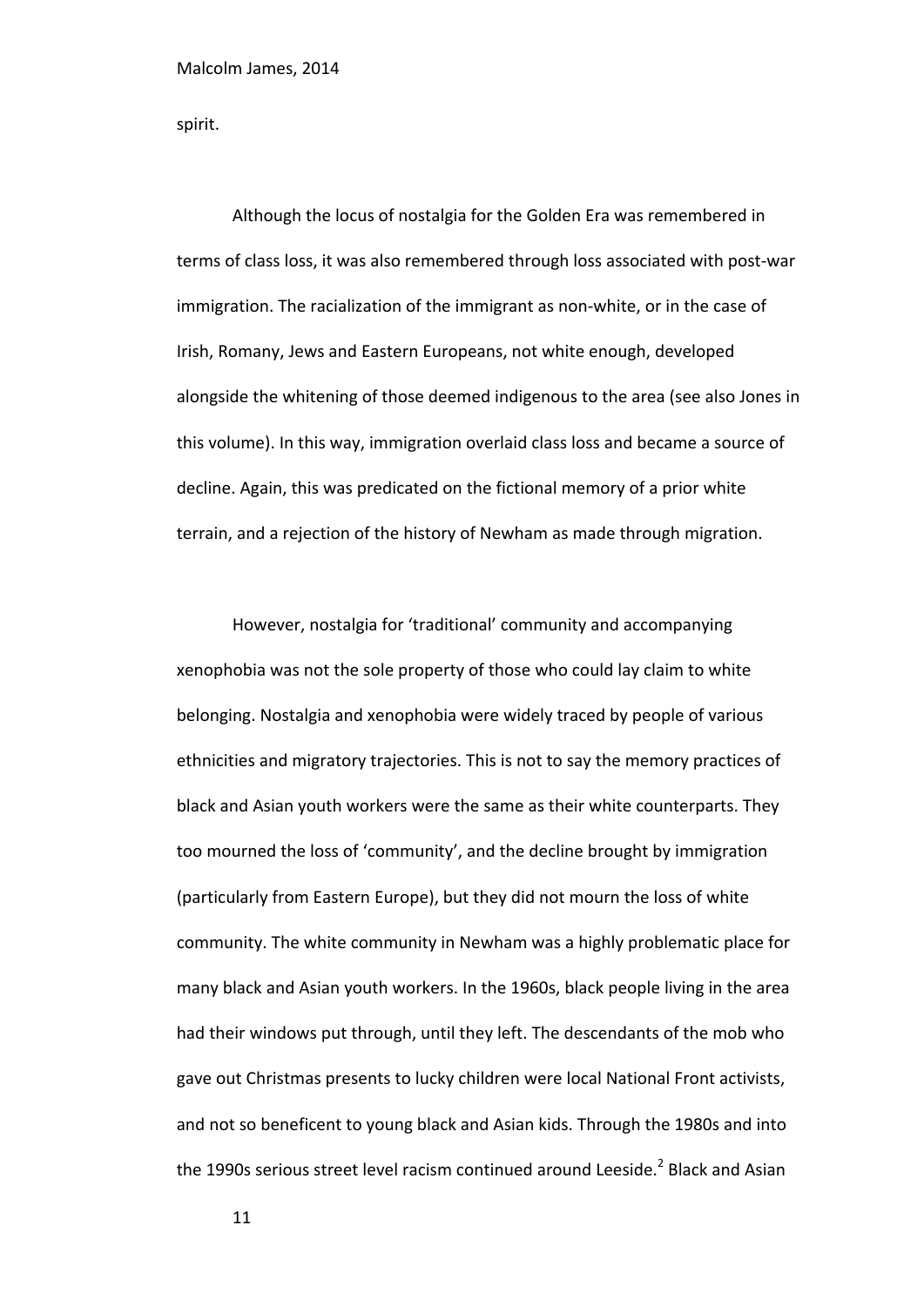spirit.

Although the locus of nostalgia for the Golden Era was remembered in terms of class loss, it was also remembered through loss associated with post-war immigration. The racialization of the immigrant as non-white, or in the case of Irish, Romany, Jews and Eastern Europeans, not white enough, developed alongside the whitening of those deemed indigenous to the area (see also Jones in this volume). In this way, immigration overlaid class loss and became a source of decline. Again, this was predicated on the fictional memory of a prior white terrain, and a rejection of the history of Newham as made through migration.

However, nostalgia for 'traditional' community and accompanying xenophobia was not the sole property of those who could lay claim to white belonging. Nostalgia and xenophobia were widely traced by people of various ethnicities and migratory trajectories. This is not to say the memory practices of black and Asian youth workers were the same as their white counterparts. They too mourned the loss of 'community', and the decline brought by immigration (particularly from Eastern Europe), but they did not mourn the loss of white community. The white community in Newham was a highly problematic place for many black and Asian youth workers. In the 1960s, black people living in the area had their windows put through, until they left. The descendants of the mob who gave out Christmas presents to lucky children were local National Front activists, and not so beneficent to young black and Asian kids. Through the 1980s and into the 1990s serious street level racism continued around Leeside.[2] Black and Asian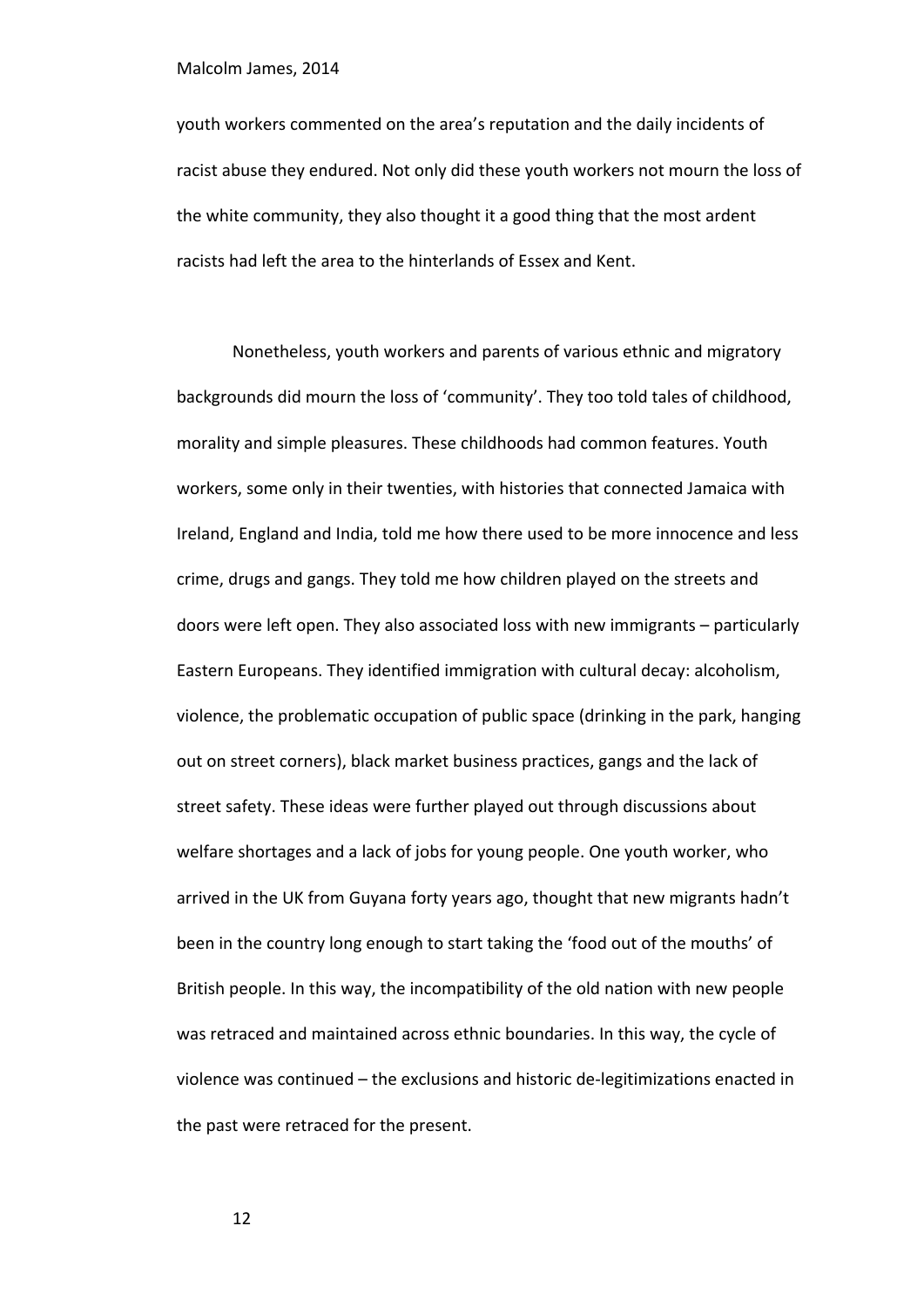youth workers commented on the area's reputation and the daily incidents of racist abuse they endured. Not only did these youth workers not mourn the loss of the white community, they also thought it a good thing that the most ardent racists had left the area to the hinterlands of Essex and Kent.

Nonetheless, youth workers and parents of various ethnic and migratory backgrounds did mourn the loss of 'community'. They too told tales of childhood, morality and simple pleasures. These childhoods had common features. Youth workers, some only in their twenties, with histories that connected Jamaica with Ireland, England and India, told me how there used to be more innocence and less crime, drugs and gangs. They told me how children played on the streets and doors were left open. They also associated loss with new immigrants – particularly Eastern Europeans. They identified immigration with cultural decay: alcoholism, violence, the problematic occupation of public space (drinking in the park, hanging out on street corners), black market business practices, gangs and the lack of street safety. These ideas were further played out through discussions about welfare shortages and a lack of jobs for young people. One youth worker, who arrived in the UK from Guyana forty years ago, thought that new migrants hadn't been in the country long enough to start taking the 'food out of the mouths' of British people. In this way, the incompatibility of the old nation with new people was retraced and maintained across ethnic boundaries. In this way, the cycle of violence was continued – the exclusions and historic de-legitimizations enacted in the past were retraced for the present.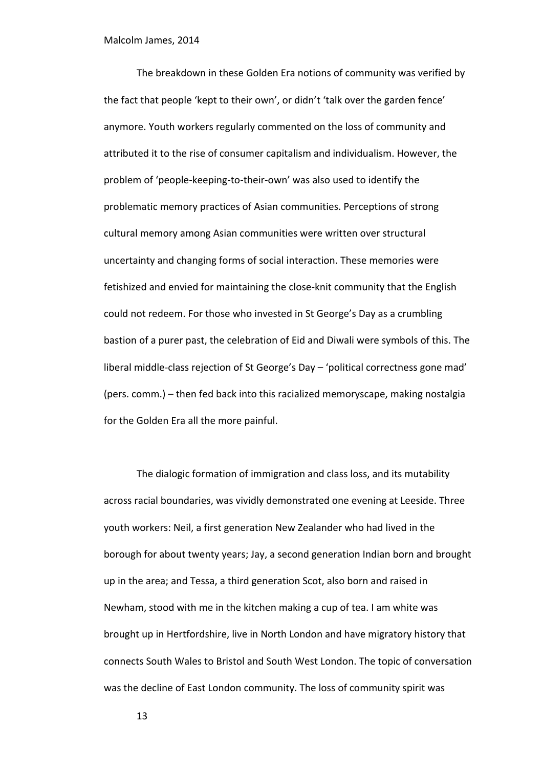The breakdown in these Golden Era notions of community was verified by the fact that people 'kept to their own', or didn't 'talk over the garden fence' anymore. Youth workers regularly commented on the loss of community and attributed it to the rise of consumer capitalism and individualism. However, the problem of 'people-keeping-to-their-own' was also used to identify the problematic memory practices of Asian communities. Perceptions of strong cultural memory among Asian communities were written over structural uncertainty and changing forms of social interaction. These memories were fetishized and envied for maintaining the close-knit community that the English could not redeem. For those who invested in St George's Day as a crumbling bastion of a purer past, the celebration of Eid and Diwali were symbols of this. The liberal middle-class rejection of St George's Day – 'political correctness gone mad' (pers. comm.) – then fed back into this racialized memoryscape, making nostalgia for the Golden Era all the more painful.

The dialogic formation of immigration and class loss, and its mutability across racial boundaries, was vividly demonstrated one evening at Leeside. Three youth workers: Neil, a first generation New Zealander who had lived in the borough for about twenty years; Jay, a second generation Indian born and brought up in the area; and Tessa, a third generation Scot, also born and raised in Newham, stood with me in the kitchen making a cup of tea. I am white was brought up in Hertfordshire, live in North London and have migratory history that connects South Wales to Bristol and South West London. The topic of conversation was the decline of East London community. The loss of community spirit was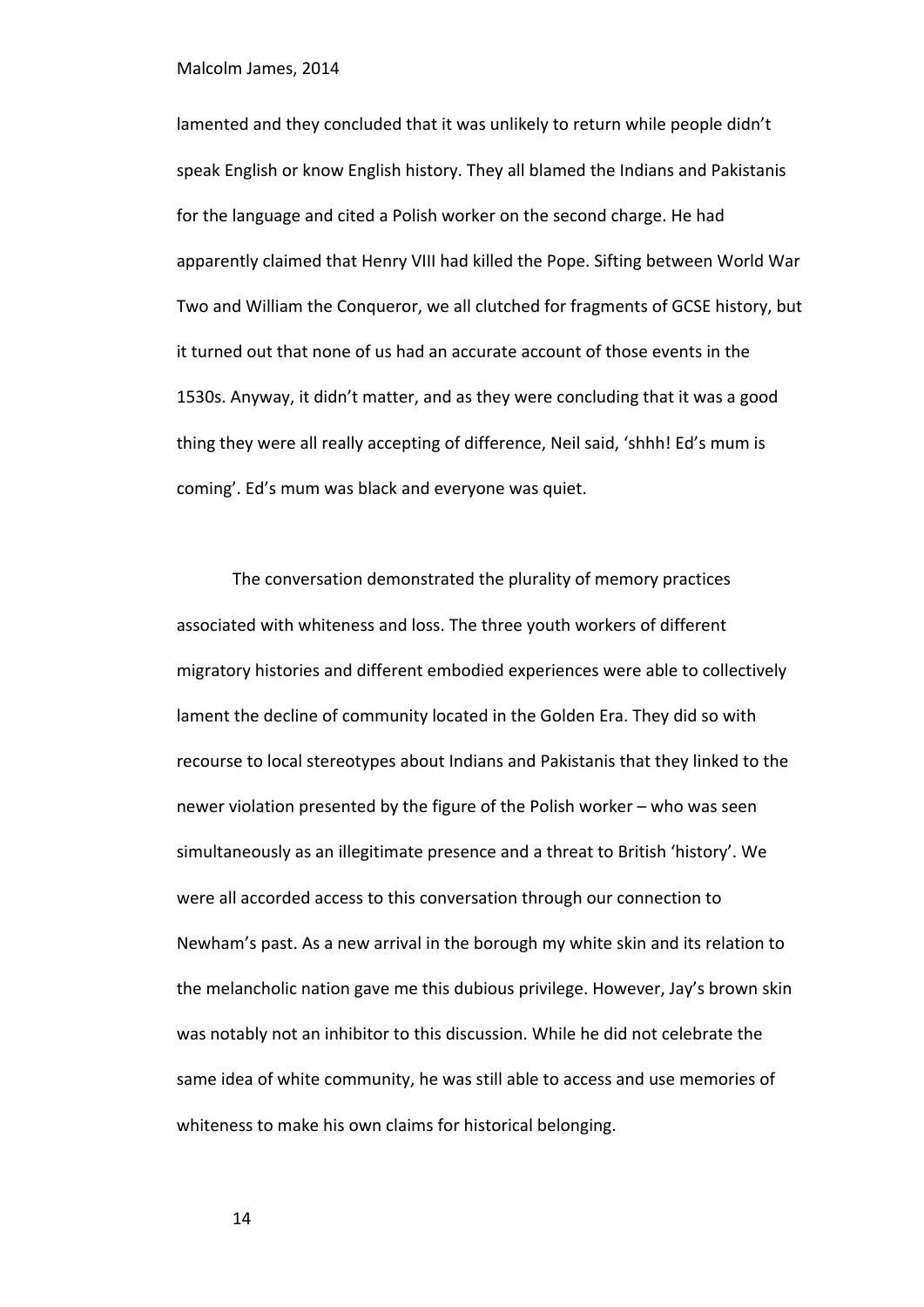lamented and they concluded that it was unlikely to return while people didn't speak English or know English history. They all blamed the Indians and Pakistanis for the language and cited a Polish worker on the second charge. He had apparently claimed that Henry VIII had killed the Pope. Sifting between World War Two and William the Conqueror, we all clutched for fragments of GCSE history, but it turned out that none of us had an accurate account of those events in the 1530s. Anyway, it didn't matter, and as they were concluding that it was a good thing they were all really accepting of difference, Neil said, 'shhh! Ed's mum is coming'. Ed's mum was black and everyone was quiet.

The conversation demonstrated the plurality of memory practices associated with whiteness and loss. The three youth workers of different migratory histories and different embodied experiences were able to collectively lament the decline of community located in the Golden Era. They did so with recourse to local stereotypes about Indians and Pakistanis that they linked to the newer violation presented by the figure of the Polish worker – who was seen simultaneously as an illegitimate presence and a threat to British 'history'. We were all accorded access to this conversation through our connection to Newham's past. As a new arrival in the borough my white skin and its relation to the melancholic nation gave me this dubious privilege. However, Jay's brown skin was notably not an inhibitor to this discussion. While he did not celebrate the same idea of white community, he was still able to access and use memories of whiteness to make his own claims for historical belonging.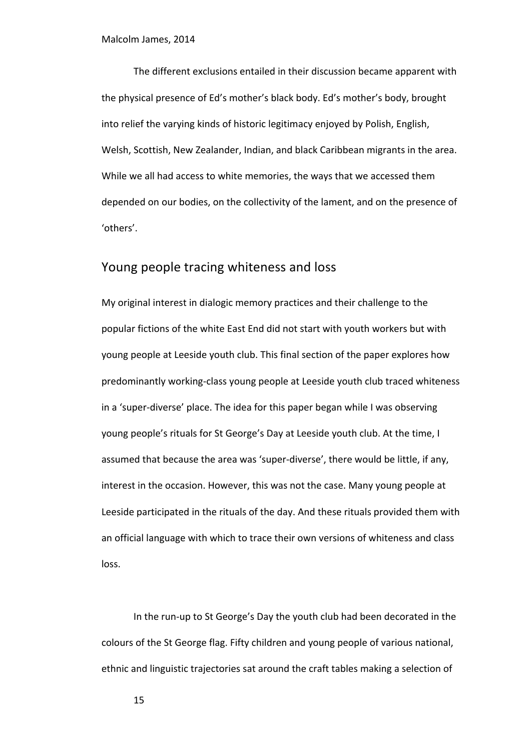The different exclusions entailed in their discussion became apparent with the physical presence of Ed's mother's black body. Ed's mother's body, brought into relief the varying kinds of historic legitimacy enjoyed by Polish, English, Welsh, Scottish, New Zealander, Indian, and black Caribbean migrants in the area. While we all had access to white memories, the ways that we accessed them depended on our bodies, on the collectivity of the lament, and on the presence of 'others'.

## Young people tracing whiteness and loss

My original interest in dialogic memory practices and their challenge to the popular fictions of the white East End did not start with youth workers but with young people at Leeside youth club. This final section of the paper explores how predominantly working-class young people at Leeside youth club traced whiteness in a 'super-diverse' place. The idea for this paper began while I was observing young people's rituals for St George's Day at Leeside youth club. At the time, I assumed that because the area was 'super-diverse', there would be little, if any, interest in the occasion. However, this was not the case. Many young people at Leeside participated in the rituals of the day. And these rituals provided them with an official language with which to trace their own versions of whiteness and class loss.

In the run-up to St George's Day the youth club had been decorated in the colours of the St George flag. Fifty children and young people of various national, ethnic and linguistic trajectories sat around the craft tables making a selection of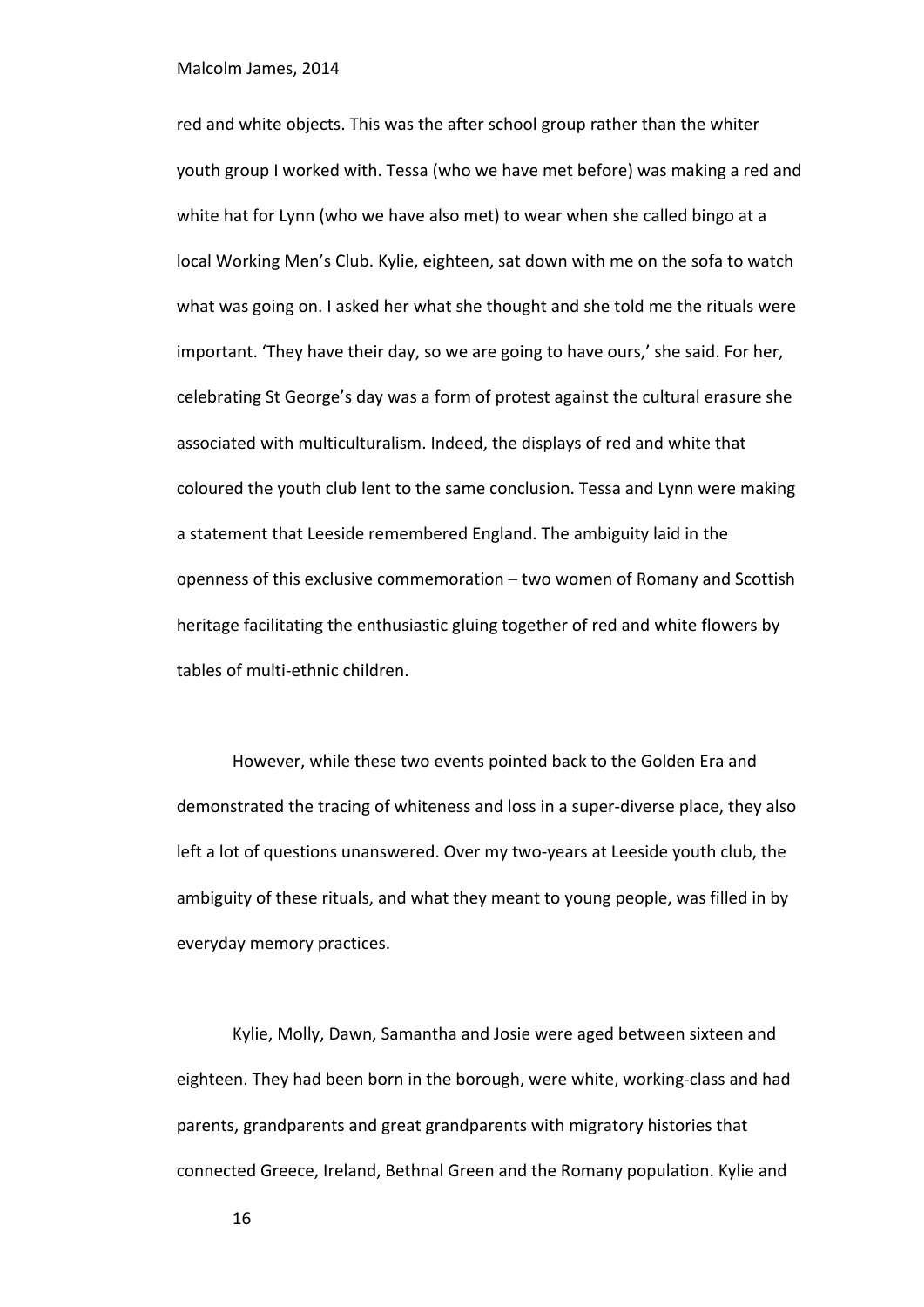red and white objects. This was the after school group rather than the whiter youth group I worked with. Tessa (who we have met before) was making a red and white hat for Lynn (who we have also met) to wear when she called bingo at a local Working Men's Club. Kylie, eighteen, sat down with me on the sofa to watch what was going on. I asked her what she thought and she told me the rituals were important. 'They have their day, so we are going to have ours,' she said. For her, celebrating St George's day was a form of protest against the cultural erasure she associated with multiculturalism. Indeed, the displays of red and white that coloured the youth club lent to the same conclusion. Tessa and Lynn were making a statement that Leeside remembered England. The ambiguity laid in the openness of this exclusive commemoration – two women of Romany and Scottish heritage facilitating the enthusiastic gluing together of red and white flowers by tables of multi-ethnic children.

However, while these two events pointed back to the Golden Era and demonstrated the tracing of whiteness and loss in a super-diverse place, they also left a lot of questions unanswered. Over my two-years at Leeside youth club, the ambiguity of these rituals, and what they meant to young people, was filled in by everyday memory practices.

Kylie, Molly, Dawn, Samantha and Josie were aged between sixteen and eighteen. They had been born in the borough, were white, working-class and had parents, grandparents and great grandparents with migratory histories that connected Greece, Ireland, Bethnal Green and the Romany population. Kylie and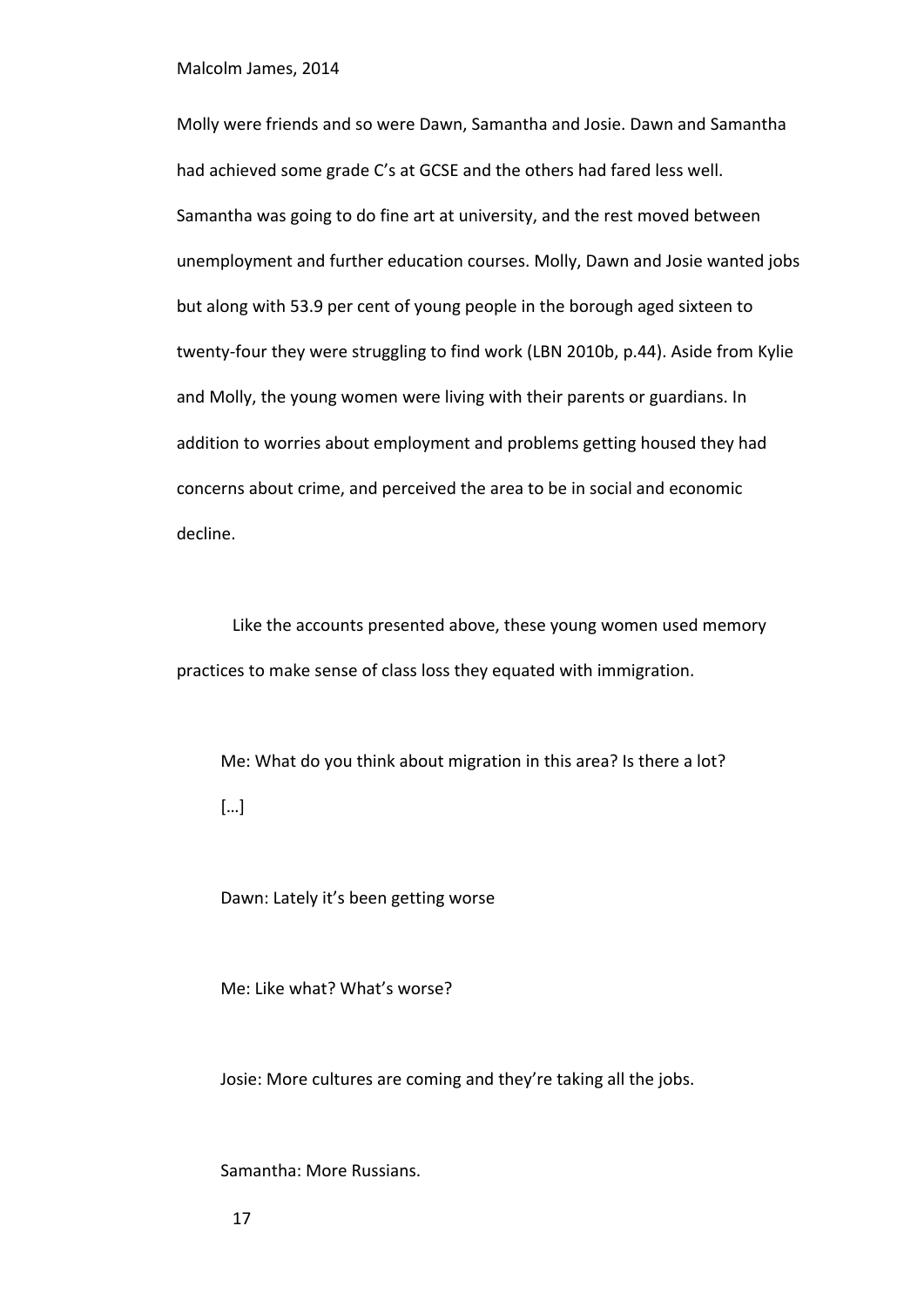Molly were friends and so were Dawn, Samantha and Josie. Dawn and Samantha had achieved some grade C's at GCSE and the others had fared less well. Samantha was going to do fine art at university, and the rest moved between unemployment and further education courses. Molly, Dawn and Josie wanted jobs but along with 53.9 per cent of young people in the borough aged sixteen to twenty-four they were struggling to find work (LBN 2010b, p.44). Aside from Kylie and Molly, the young women were living with their parents or guardians. In addition to worries about employment and problems getting housed they had concerns about crime, and perceived the area to be in social and economic decline.

Like the accounts presented above, these young women used memory practices to make sense of class loss they equated with immigration.

> Me: What do you think about migration in this area? Is there a lot?
>
> […]
>
> Dawn: Lately it's been getting worse
>
> Me: Like what? What's worse?
>
> Josie: More cultures are coming and they're taking all the jobs.
>
> Samantha: More Russians.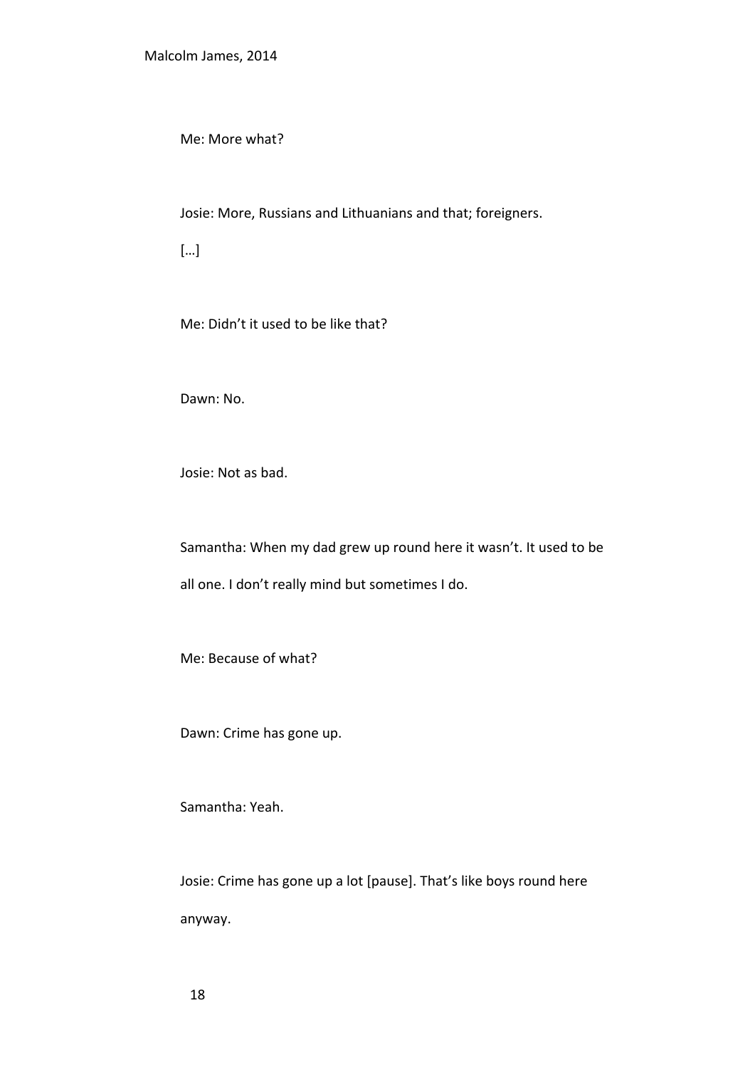Me: More what?

Josie: More, Russians and Lithuanians and that; foreigners.

[…]

Me: Didn't it used to be like that?

Dawn: No.

Josie: Not as bad.

Samantha: When my dad grew up round here it wasn't. It used to be all one. I don't really mind but sometimes I do.

Me: Because of what?

Dawn: Crime has gone up.

Samantha: Yeah.

Josie: Crime has gone up a lot [pause]. That's like boys round here anyway.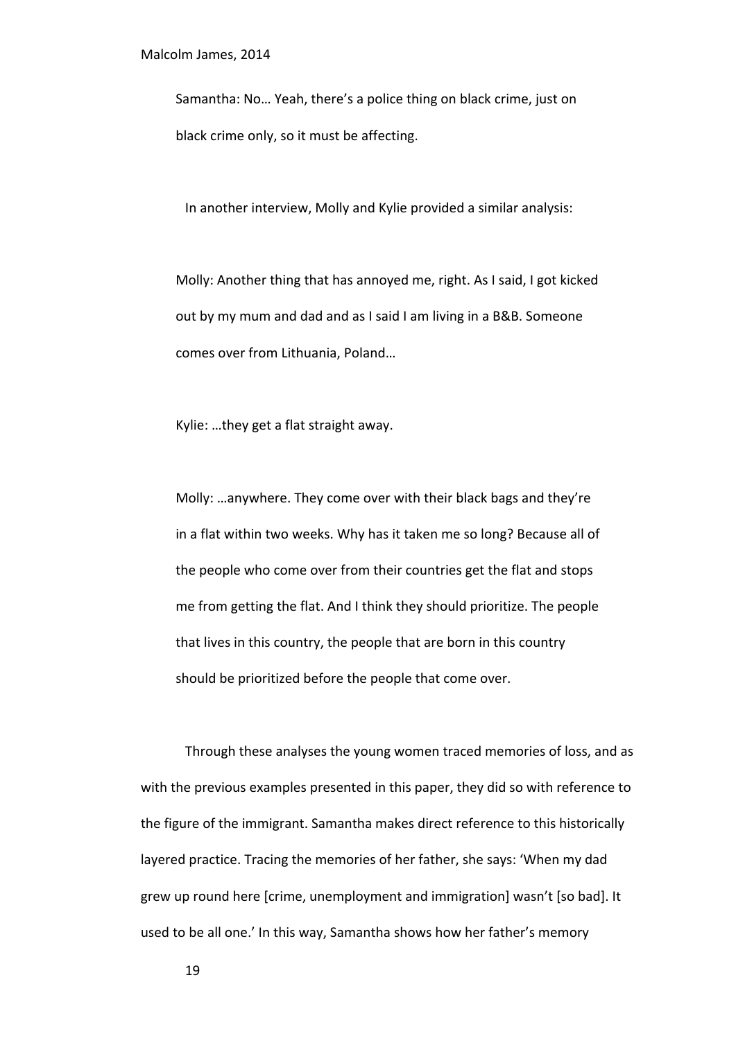> Samantha: No… Yeah, there's a police thing on black crime, just on black crime only, so it must be affecting.

In another interview, Molly and Kylie provided a similar analysis:

> Molly: Another thing that has annoyed me, right. As I said, I got kicked out by my mum and dad and as I said I am living in a B&B. Someone comes over from Lithuania, Poland…
>
> Kylie: …they get a flat straight away.
>
> Molly: …anywhere. They come over with their black bags and they're in a flat within two weeks. Why has it taken me so long? Because all of the people who come over from their countries get the flat and stops me from getting the flat. And I think they should prioritize. The people that lives in this country, the people that are born in this country should be prioritized before the people that come over.

Through these analyses the young women traced memories of loss, and as with the previous examples presented in this paper, they did so with reference to the figure of the immigrant. Samantha makes direct reference to this historically layered practice. Tracing the memories of her father, she says: 'When my dad grew up round here [crime, unemployment and immigration] wasn't [so bad]. It used to be all one.' In this way, Samantha shows how her father's memory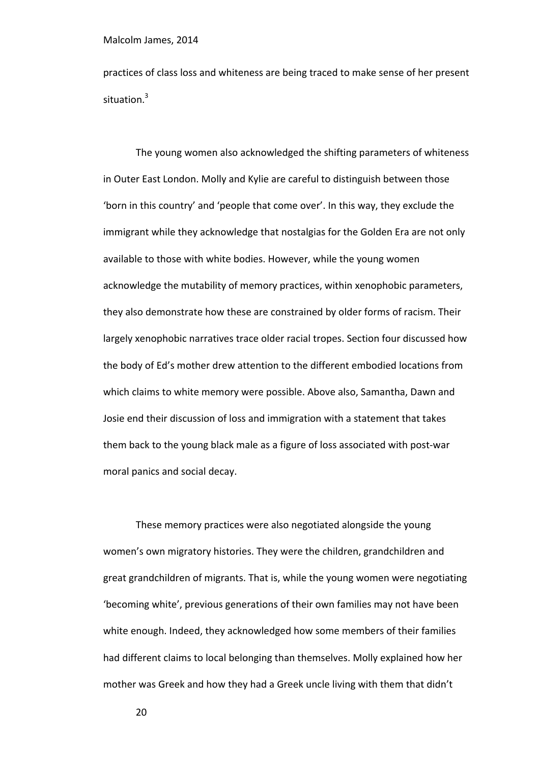practices of class loss and whiteness are being traced to make sense of her present situation.[3]

The young women also acknowledged the shifting parameters of whiteness in Outer East London. Molly and Kylie are careful to distinguish between those 'born in this country' and 'people that come over'. In this way, they exclude the immigrant while they acknowledge that nostalgias for the Golden Era are not only available to those with white bodies. However, while the young women acknowledge the mutability of memory practices, within xenophobic parameters, they also demonstrate how these are constrained by older forms of racism. Their largely xenophobic narratives trace older racial tropes. Section four discussed how the body of Ed's mother drew attention to the different embodied locations from which claims to white memory were possible. Above also, Samantha, Dawn and Josie end their discussion of loss and immigration with a statement that takes them back to the young black male as a figure of loss associated with post-war moral panics and social decay.

These memory practices were also negotiated alongside the young women's own migratory histories. They were the children, grandchildren and great grandchildren of migrants. That is, while the young women were negotiating 'becoming white', previous generations of their own families may not have been white enough. Indeed, they acknowledged how some members of their families had different claims to local belonging than themselves. Molly explained how her mother was Greek and how they had a Greek uncle living with them that didn't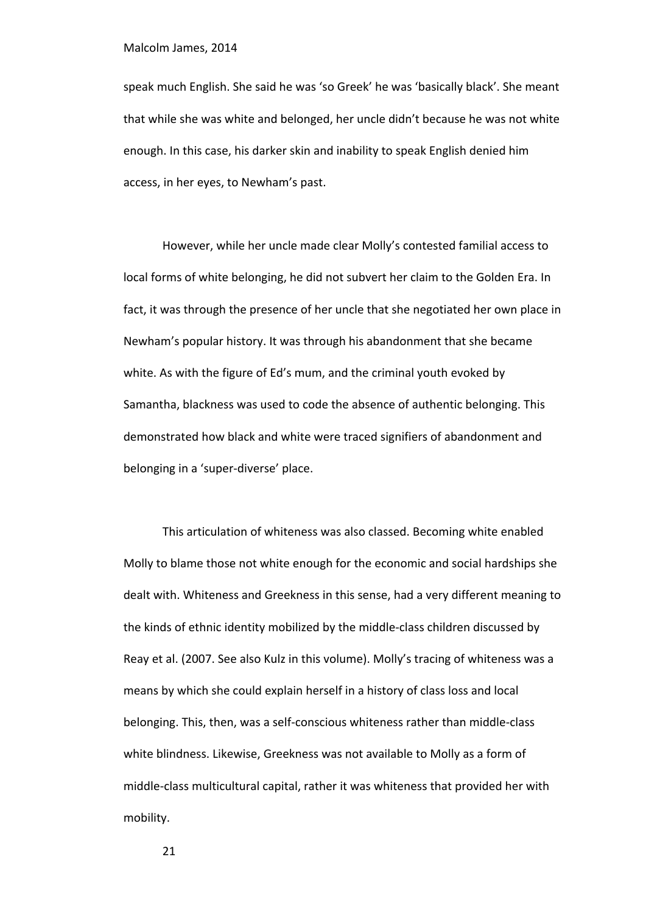speak much English. She said he was 'so Greek' he was 'basically black'. She meant that while she was white and belonged, her uncle didn't because he was not white enough. In this case, his darker skin and inability to speak English denied him access, in her eyes, to Newham's past.

However, while her uncle made clear Molly's contested familial access to local forms of white belonging, he did not subvert her claim to the Golden Era. In fact, it was through the presence of her uncle that she negotiated her own place in Newham's popular history. It was through his abandonment that she became white. As with the figure of Ed's mum, and the criminal youth evoked by Samantha, blackness was used to code the absence of authentic belonging. This demonstrated how black and white were traced signifiers of abandonment and belonging in a 'super-diverse' place.

This articulation of whiteness was also classed. Becoming white enabled Molly to blame those not white enough for the economic and social hardships she dealt with. Whiteness and Greekness in this sense, had a very different meaning to the kinds of ethnic identity mobilized by the middle-class children discussed by Reay et al. (2007. See also Kulz in this volume). Molly's tracing of whiteness was a means by which she could explain herself in a history of class loss and local belonging. This, then, was a self-conscious whiteness rather than middle-class white blindness. Likewise, Greekness was not available to Molly as a form of middle-class multicultural capital, rather it was whiteness that provided her with mobility.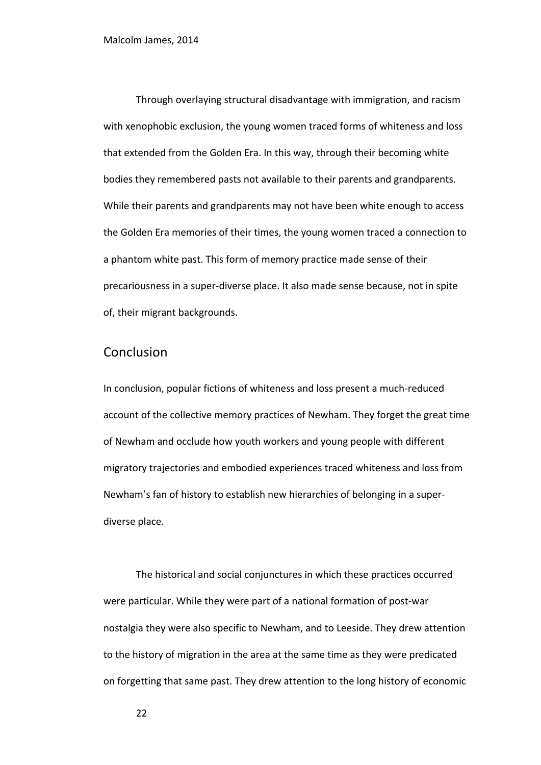Through overlaying structural disadvantage with immigration, and racism with xenophobic exclusion, the young women traced forms of whiteness and loss that extended from the Golden Era. In this way, through their becoming white bodies they remembered pasts not available to their parents and grandparents. While their parents and grandparents may not have been white enough to access the Golden Era memories of their times, the young women traced a connection to a phantom white past. This form of memory practice made sense of their precariousness in a super-diverse place. It also made sense because, not in spite of, their migrant backgrounds.

## Conclusion

In conclusion, popular fictions of whiteness and loss present a much-reduced account of the collective memory practices of Newham. They forget the great time of Newham and occlude how youth workers and young people with different migratory trajectories and embodied experiences traced whiteness and loss from Newham's fan of history to establish new hierarchies of belonging in a super-diverse place.

The historical and social conjunctures in which these practices occurred were particular. While they were part of a national formation of post-war nostalgia they were also specific to Newham, and to Leeside. They drew attention to the history of migration in the area at the same time as they were predicated on forgetting that same past. They drew attention to the long history of economic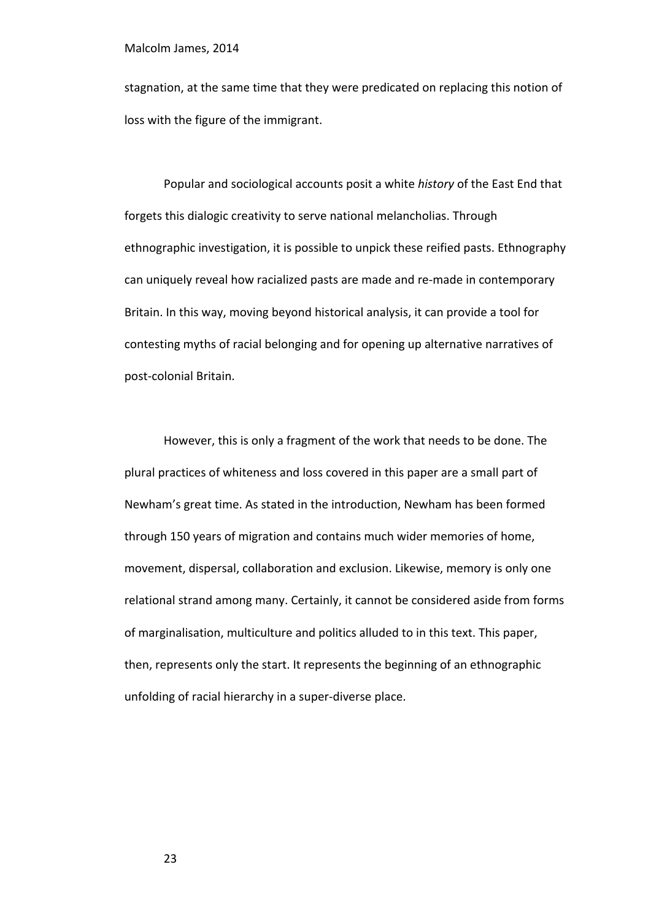stagnation, at the same time that they were predicated on replacing this notion of loss with the figure of the immigrant.

Popular and sociological accounts posit a white *history* of the East End that forgets this dialogic creativity to serve national melancholias. Through ethnographic investigation, it is possible to unpick these reified pasts. Ethnography can uniquely reveal how racialized pasts are made and re-made in contemporary Britain. In this way, moving beyond historical analysis, it can provide a tool for contesting myths of racial belonging and for opening up alternative narratives of post-colonial Britain.

However, this is only a fragment of the work that needs to be done. The plural practices of whiteness and loss covered in this paper are a small part of Newham's great time. As stated in the introduction, Newham has been formed through 150 years of migration and contains much wider memories of home, movement, dispersal, collaboration and exclusion. Likewise, memory is only one relational strand among many. Certainly, it cannot be considered aside from forms of marginalisation, multiculture and politics alluded to in this text. This paper, then, represents only the start. It represents the beginning of an ethnographic unfolding of racial hierarchy in a super-diverse place.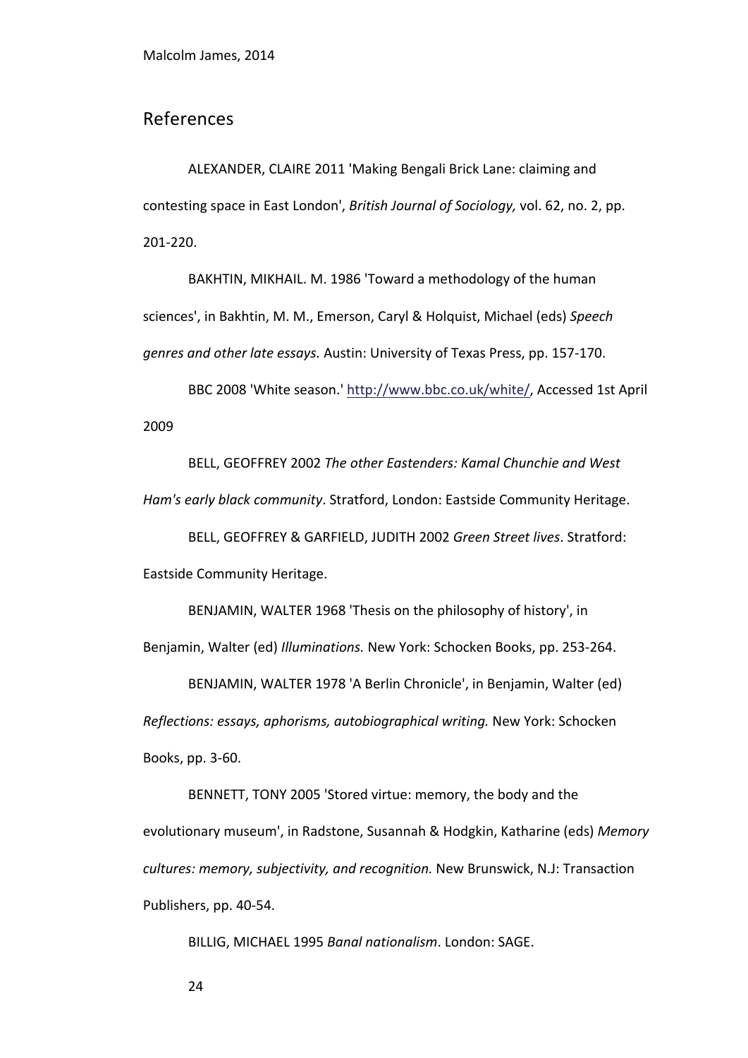## References

ALEXANDER, CLAIRE 2011 'Making Bengali Brick Lane: claiming and contesting space in East London', *British Journal of Sociology,* vol. 62, no. 2, pp. 201-220.

BAKHTIN, MIKHAIL. M. 1986 'Toward a methodology of the human sciences', in Bakhtin, M. M., Emerson, Caryl & Holquist, Michael (eds) *Speech genres and other late essays.* Austin: University of Texas Press, pp. 157-170.

BBC 2008 'White season.' http://www.bbc.co.uk/white/, Accessed 1st April 2009

BELL, GEOFFREY 2002 *The other Eastenders: Kamal Chunchie and West Ham's early black community*. Stratford, London: Eastside Community Heritage.

BELL, GEOFFREY & GARFIELD, JUDITH 2002 *Green Street lives*. Stratford: Eastside Community Heritage.

BENJAMIN, WALTER 1968 'Thesis on the philosophy of history', in Benjamin, Walter (ed) *Illuminations.* New York: Schocken Books, pp. 253-264.

BENJAMIN, WALTER 1978 'A Berlin Chronicle', in Benjamin, Walter (ed) *Reflections: essays, aphorisms, autobiographical writing.* New York: Schocken Books, pp. 3-60.

BENNETT, TONY 2005 'Stored virtue: memory, the body and the evolutionary museum', in Radstone, Susannah & Hodgkin, Katharine (eds) *Memory cultures: memory, subjectivity, and recognition.* New Brunswick, N.J: Transaction Publishers, pp. 40-54.

BILLIG, MICHAEL 1995 *Banal nationalism*. London: SAGE.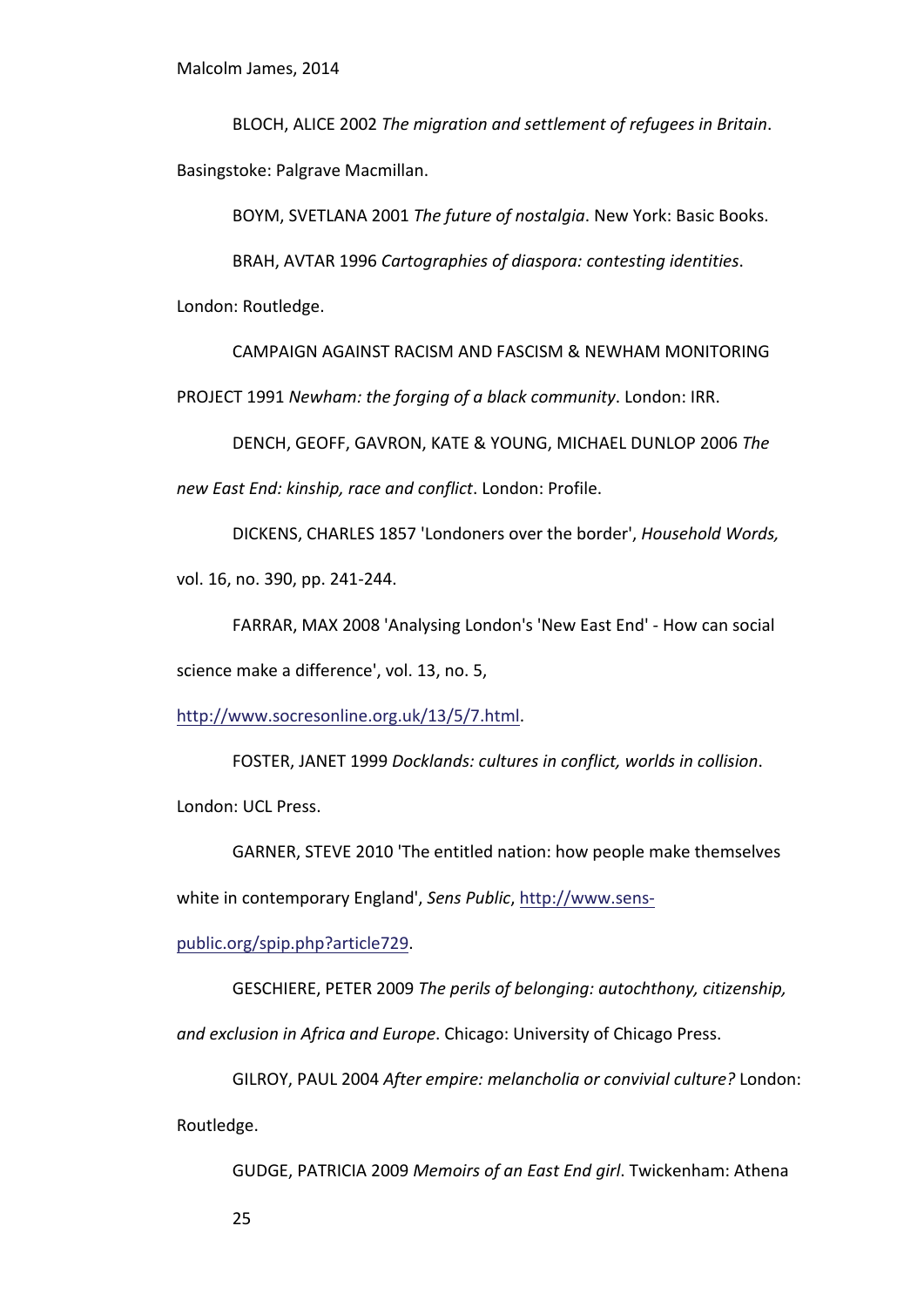BLOCH, ALICE 2002 *The migration and settlement of refugees in Britain*. Basingstoke: Palgrave Macmillan.

BOYM, SVETLANA 2001 *The future of nostalgia*. New York: Basic Books.

BRAH, AVTAR 1996 *Cartographies of diaspora: contesting identities*. London: Routledge.

CAMPAIGN AGAINST RACISM AND FASCISM & NEWHAM MONITORING PROJECT 1991 *Newham: the forging of a black community*. London: IRR.

DENCH, GEOFF, GAVRON, KATE & YOUNG, MICHAEL DUNLOP 2006 *The new East End: kinship, race and conflict*. London: Profile.

DICKENS, CHARLES 1857 'Londoners over the border', *Household Words,* vol. 16, no. 390, pp. 241-244.

FARRAR, MAX 2008 'Analysing London's 'New East End' - How can social science make a difference', vol. 13, no. 5, http://www.socresonline.org.uk/13/5/7.html.

FOSTER, JANET 1999 *Docklands: cultures in conflict, worlds in collision*. London: UCL Press.

GARNER, STEVE 2010 'The entitled nation: how people make themselves white in contemporary England', *Sens Public*, http://www.sens-public.org/spip.php?article729.

GESCHIERE, PETER 2009 *The perils of belonging: autochthony, citizenship, and exclusion in Africa and Europe*. Chicago: University of Chicago Press.

GILROY, PAUL 2004 *After empire: melancholia or convivial culture?* London: Routledge.

GUDGE, PATRICIA 2009 *Memoirs of an East End girl*. Twickenham: Athena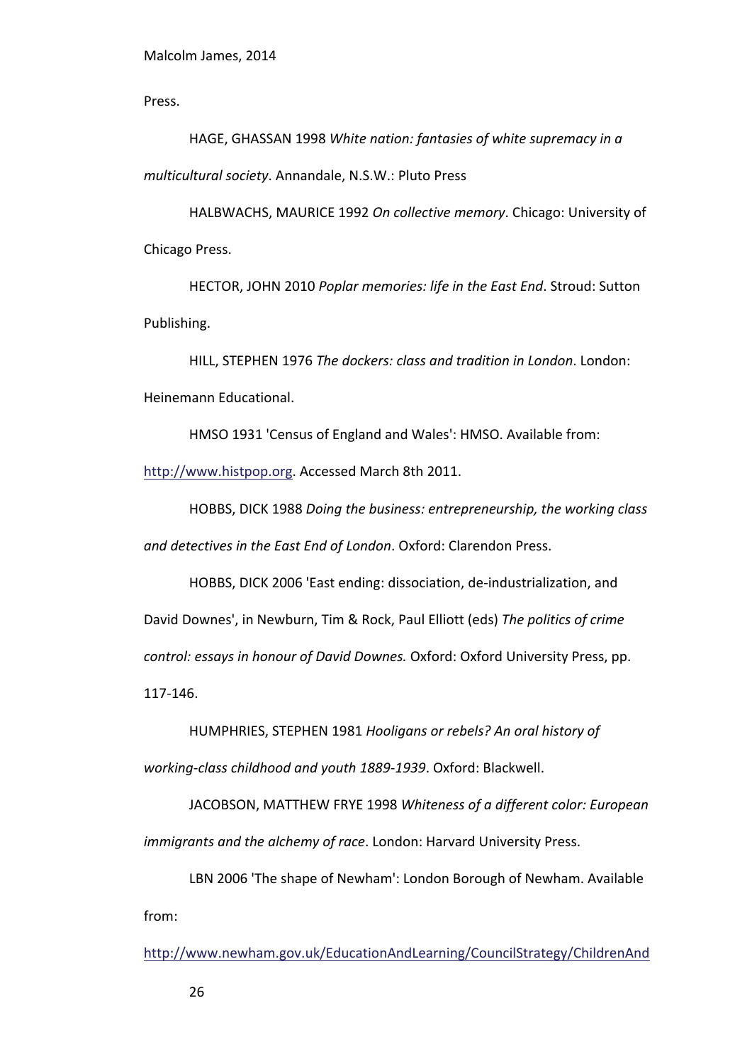Press.

HAGE, GHASSAN 1998 *White nation: fantasies of white supremacy in a multicultural society*. Annandale, N.S.W.: Pluto Press

HALBWACHS, MAURICE 1992 *On collective memory*. Chicago: University of Chicago Press.

HECTOR, JOHN 2010 *Poplar memories: life in the East End*. Stroud: Sutton Publishing.

HILL, STEPHEN 1976 *The dockers: class and tradition in London*. London: Heinemann Educational.

HMSO 1931 'Census of England and Wales': HMSO. Available from: http://www.histpop.org. Accessed March 8th 2011.

HOBBS, DICK 1988 *Doing the business: entrepreneurship, the working class and detectives in the East End of London*. Oxford: Clarendon Press.

HOBBS, DICK 2006 'East ending: dissociation, de-industrialization, and David Downes', in Newburn, Tim & Rock, Paul Elliott (eds) *The politics of crime control: essays in honour of David Downes.* Oxford: Oxford University Press, pp. 117-146.

HUMPHRIES, STEPHEN 1981 *Hooligans or rebels? An oral history of working-class childhood and youth 1889-1939*. Oxford: Blackwell.

JACOBSON, MATTHEW FRYE 1998 *Whiteness of a different color: European immigrants and the alchemy of race*. London: Harvard University Press.

LBN 2006 'The shape of Newham': London Borough of Newham. Available from:

http://www.newham.gov.uk/EducationAndLearning/CouncilStrategy/ChildrenAnd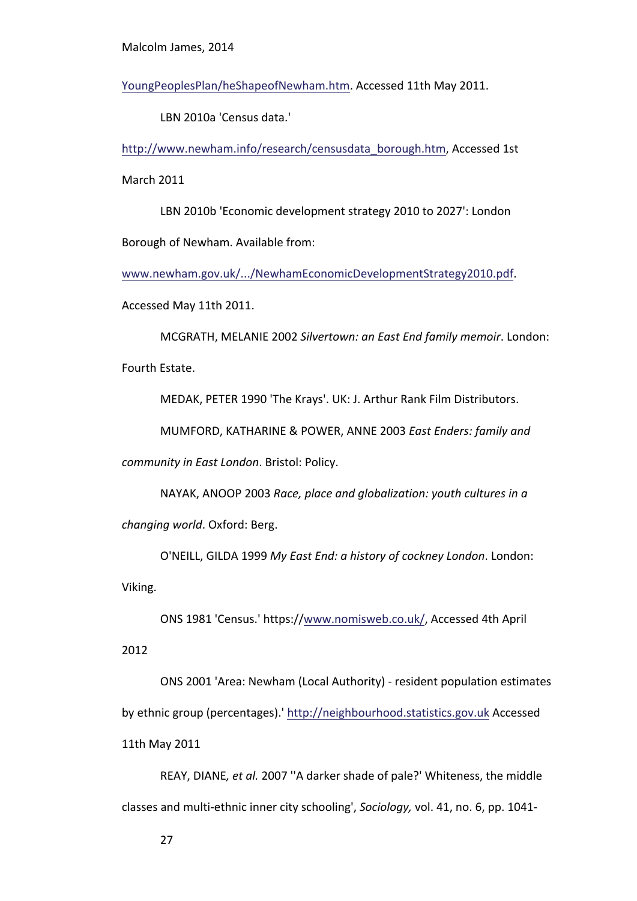YoungPeoplesPlan/heShapeofNewham.htm. Accessed 11th May 2011.

LBN 2010a 'Census data.' http://www.newham.info/research/censusdata_borough.htm, Accessed 1st March 2011

LBN 2010b 'Economic development strategy 2010 to 2027': London Borough of Newham. Available from: www.newham.gov.uk/.../NewhamEconomicDevelopmentStrategy2010.pdf. Accessed May 11th 2011.

MCGRATH, MELANIE 2002 *Silvertown: an East End family memoir*. London: Fourth Estate.

MEDAK, PETER 1990 'The Krays'. UK: J. Arthur Rank Film Distributors.

MUMFORD, KATHARINE & POWER, ANNE 2003 *East Enders: family and community in East London*. Bristol: Policy.

NAYAK, ANOOP 2003 *Race, place and globalization: youth cultures in a changing world*. Oxford: Berg.

O'NEILL, GILDA 1999 *My East End: a history of cockney London*. London: Viking.

ONS 1981 'Census.' https://www.nomisweb.co.uk/, Accessed 4th April 2012

ONS 2001 'Area: Newham (Local Authority) - resident population estimates by ethnic group (percentages).' http://neighbourhood.statistics.gov.uk Accessed 11th May 2011

REAY, DIANE*, et al.* 2007 ''A darker shade of pale?' Whiteness, the middle classes and multi-ethnic inner city schooling', *Sociology,* vol. 41, no. 6, pp. 1041-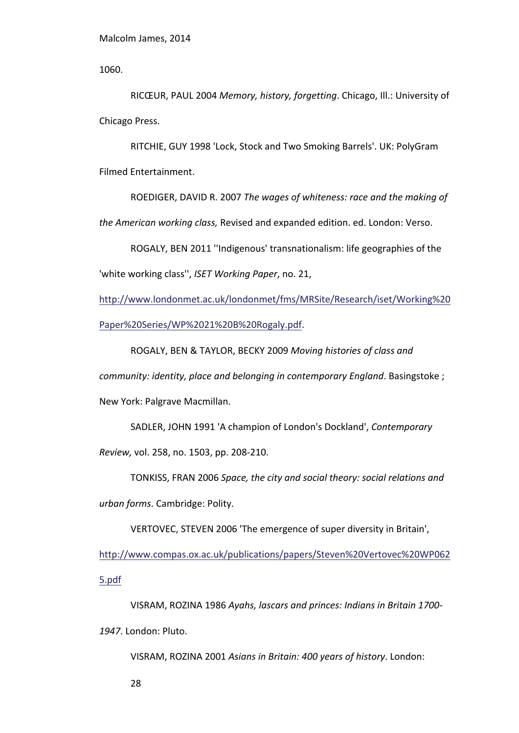1060.

RICŒUR, PAUL 2004 *Memory, history, forgetting*. Chicago, Ill.: University of Chicago Press.

RITCHIE, GUY 1998 'Lock, Stock and Two Smoking Barrels'. UK: PolyGram Filmed Entertainment.

ROEDIGER, DAVID R. 2007 *The wages of whiteness: race and the making of the American working class,* Revised and expanded edition. ed. London: Verso.

ROGALY, BEN 2011 ''Indigenous' transnationalism: life geographies of the 'white working class'', *ISET Working Paper*, no. 21, http://www.londonmet.ac.uk/londonmet/fms/MRSite/Research/iset/Working%20Paper%20Series/WP%2021%20B%20Rogaly.pdf.

ROGALY, BEN & TAYLOR, BECKY 2009 *Moving histories of class and community: identity, place and belonging in contemporary England*. Basingstoke ; New York: Palgrave Macmillan.

SADLER, JOHN 1991 'A champion of London's Dockland', *Contemporary Review,* vol. 258, no. 1503, pp. 208-210.

TONKISS, FRAN 2006 *Space, the city and social theory: social relations and urban forms*. Cambridge: Polity.

VERTOVEC, STEVEN 2006 'The emergence of super diversity in Britain', http://www.compas.ox.ac.uk/publications/papers/Steven%20Vertovec%20WP0625.pdf

VISRAM, ROZINA 1986 *Ayahs, lascars and princes: Indians in Britain 1700-1947*. London: Pluto.

VISRAM, ROZINA 2001 *Asians in Britain: 400 years of history*. London: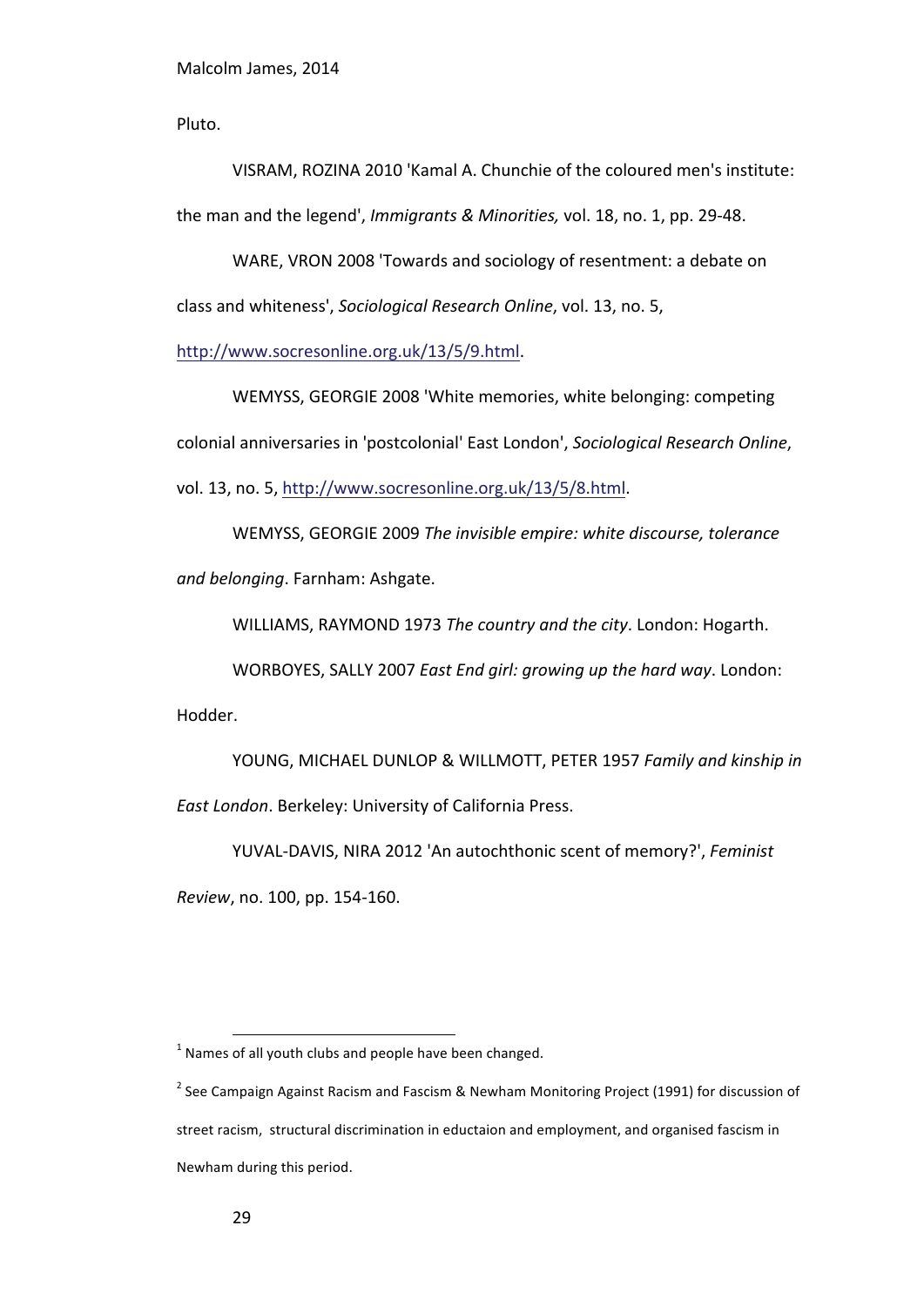Pluto.

VISRAM, ROZINA 2010 'Kamal A. Chunchie of the coloured men's institute: the man and the legend', *Immigrants & Minorities,* vol. 18, no. 1, pp. 29-48.

WARE, VRON 2008 'Towards and sociology of resentment: a debate on class and whiteness', *Sociological Research Online*, vol. 13, no. 5, http://www.socresonline.org.uk/13/5/9.html.

WEMYSS, GEORGIE 2008 'White memories, white belonging: competing colonial anniversaries in 'postcolonial' East London', *Sociological Research Online*, vol. 13, no. 5, http://www.socresonline.org.uk/13/5/8.html.

WEMYSS, GEORGIE 2009 *The invisible empire: white discourse, tolerance and belonging*. Farnham: Ashgate.

WILLIAMS, RAYMOND 1973 *The country and the city*. London: Hogarth.

WORBOYES, SALLY 2007 *East End girl: growing up the hard way*. London: Hodder.

YOUNG, MICHAEL DUNLOP & WILLMOTT, PETER 1957 *Family and kinship in East London*. Berkeley: University of California Press.

YUVAL-DAVIS, NIRA 2012 'An autochthonic scent of memory?', *Feminist Review*, no. 100, pp. 154-160.

---

[1] Names of all youth clubs and people have been changed.

[2] See Campaign Against Racism and Fascism & Newham Monitoring Project (1991) for discussion of street racism, structural discrimination in eductaion and employment, and organised fascism in Newham during this period.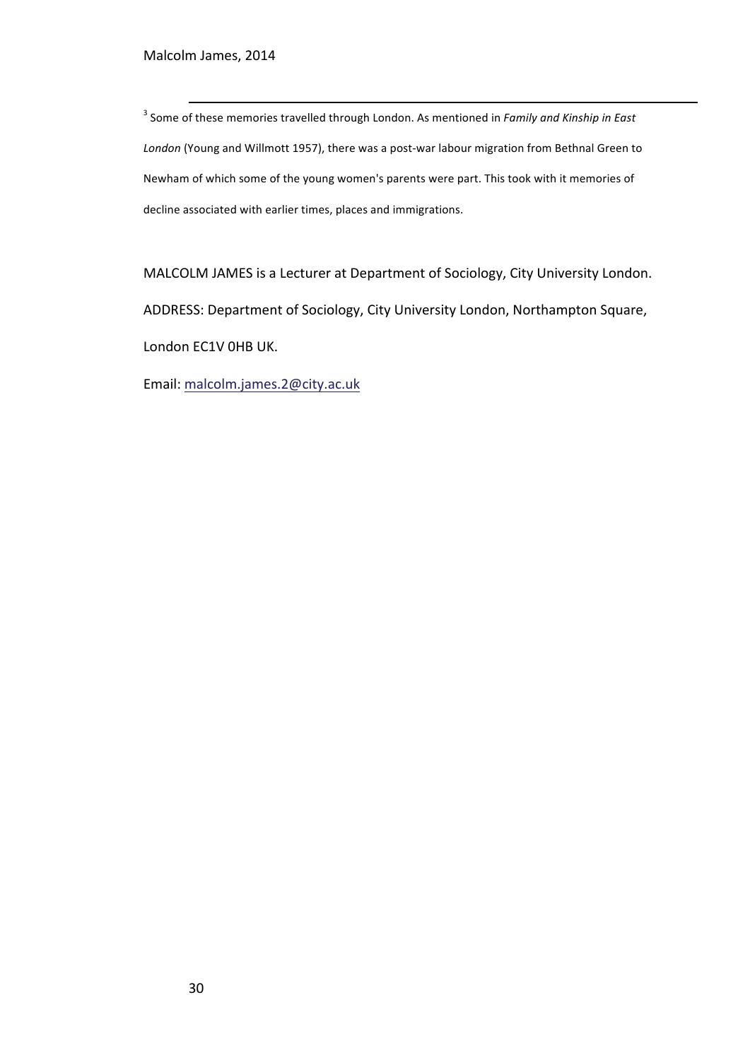[3] Some of these memories travelled through London. As mentioned in *Family and Kinship in East London* (Young and Willmott 1957), there was a post-war labour migration from Bethnal Green to Newham of which some of the young women's parents were part. This took with it memories of decline associated with earlier times, places and immigrations.

MALCOLM JAMES is a Lecturer at Department of Sociology, City University London.

ADDRESS: Department of Sociology, City University London, Northampton Square, London EC1V 0HB UK.

Email: malcolm.james.2@city.ac.uk